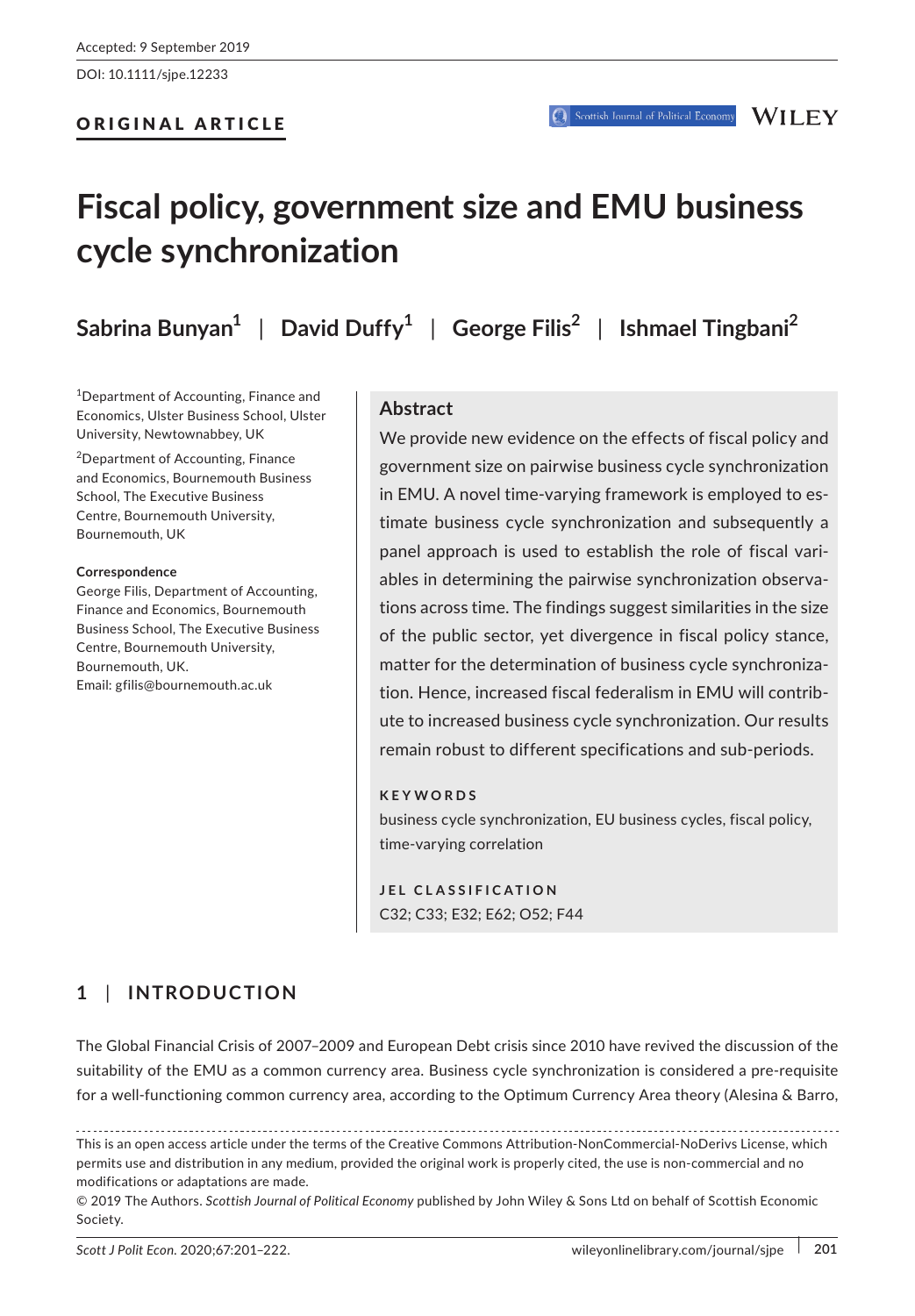Accepted: 9 September 2019

DOI: 10.1111/sjpe.12233

ORIGINAL ARTICLE

# Fiscal policy, government size and EMU business cycle synchronization

**Sabrina Bunyan**[1] | **David Duffy**[1] | **George Filis**[2] | **Ishmael Tingbani**[2]

[1]Department of Accounting, Finance and Economics, Ulster Business School, Ulster University, Newtownabbey, UK

[2]Department of Accounting, Finance and Economics, Bournemouth Business School, The Executive Business Centre, Bournemouth University, Bournemouth, UK

**Correspondence**
George Filis, Department of Accounting, Finance and Economics, Bournemouth Business School, The Executive Business Centre, Bournemouth University, Bournemouth, UK.
Email: gfilis@bournemouth.ac.uk

## Abstract

We provide new evidence on the effects of fiscal policy and government size on pairwise business cycle synchronization in EMU. A novel time-varying framework is employed to estimate business cycle synchronization and subsequently a panel approach is used to establish the role of fiscal variables in determining the pairwise synchronization observations across time. The findings suggest similarities in the size of the public sector, yet divergence in fiscal policy stance, matter for the determination of business cycle synchronization. Hence, increased fiscal federalism in EMU will contribute to increased business cycle synchronization. Our results remain robust to different specifications and sub-periods.

**KEYWORDS**
business cycle synchronization, EU business cycles, fiscal policy, time-varying correlation

**JEL CLASSIFICATION**
C32; C33; E32; E62; O52; F44

## 1 | INTRODUCTION

The Global Financial Crisis of 2007–2009 and European Debt crisis since 2010 have revived the discussion of the suitability of the EMU as a common currency area. Business cycle synchronization is considered a pre-requisite for a well-functioning common currency area, according to the Optimum Currency Area theory (Alesina & Barro,

This is an open access article under the terms of the Creative Commons Attribution-NonCommercial-NoDerivs License, which permits use and distribution in any medium, provided the original work is properly cited, the use is non-commercial and no modifications or adaptations are made.
© 2019 The Authors. *Scottish Journal of Political Economy* published by John Wiley & Sons Ltd on behalf of Scottish Economic Society.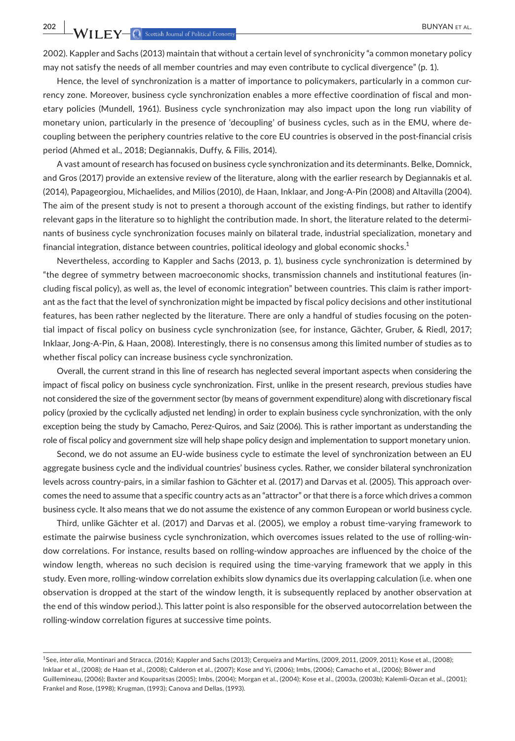2002). Kappler and Sachs (2013) maintain that without a certain level of synchronicity "a common monetary policy may not satisfy the needs of all member countries and may even contribute to cyclical divergence" (p. 1).

Hence, the level of synchronization is a matter of importance to policymakers, particularly in a common currency zone. Moreover, business cycle synchronization enables a more effective coordination of fiscal and monetary policies (Mundell, 1961). Business cycle synchronization may also impact upon the long run viability of monetary union, particularly in the presence of 'decoupling' of business cycles, such as in the EMU, where decoupling between the periphery countries relative to the core EU countries is observed in the post-financial crisis period (Ahmed et al., 2018; Degiannakis, Duffy, & Filis, 2014).

A vast amount of research has focused on business cycle synchronization and its determinants. Belke, Domnick, and Gros (2017) provide an extensive review of the literature, along with the earlier research by Degiannakis et al. (2014), Papageorgiou, Michaelides, and Milios (2010), de Haan, Inklaar, and Jong-A-Pin (2008) and Altavilla (2004). The aim of the present study is not to present a thorough account of the existing findings, but rather to identify relevant gaps in the literature so to highlight the contribution made. In short, the literature related to the determinants of business cycle synchronization focuses mainly on bilateral trade, industrial specialization, monetary and financial integration, distance between countries, political ideology and global economic shocks.[1]

Nevertheless, according to Kappler and Sachs (2013, p. 1), business cycle synchronization is determined by "the degree of symmetry between macroeconomic shocks, transmission channels and institutional features (including fiscal policy), as well as, the level of economic integration" between countries. This claim is rather important as the fact that the level of synchronization might be impacted by fiscal policy decisions and other institutional features, has been rather neglected by the literature. There are only a handful of studies focusing on the potential impact of fiscal policy on business cycle synchronization (see, for instance, Gächter, Gruber, & Riedl, 2017; Inklaar, Jong-A-Pin, & Haan, 2008). Interestingly, there is no consensus among this limited number of studies as to whether fiscal policy can increase business cycle synchronization.

Overall, the current strand in this line of research has neglected several important aspects when considering the impact of fiscal policy on business cycle synchronization. First, unlike in the present research, previous studies have not considered the size of the government sector (by means of government expenditure) along with discretionary fiscal policy (proxied by the cyclically adjusted net lending) in order to explain business cycle synchronization, with the only exception being the study by Camacho, Perez-Quiros, and Saiz (2006). This is rather important as understanding the role of fiscal policy and government size will help shape policy design and implementation to support monetary union.

Second, we do not assume an EU-wide business cycle to estimate the level of synchronization between an EU aggregate business cycle and the individual countries' business cycles. Rather, we consider bilateral synchronization levels across country-pairs, in a similar fashion to Gächter et al. (2017) and Darvas et al. (2005). This approach overcomes the need to assume that a specific country acts as an "attractor" or that there is a force which drives a common business cycle. It also means that we do not assume the existence of any common European or world business cycle.

Third, unlike Gächter et al. (2017) and Darvas et al. (2005), we employ a robust time-varying framework to estimate the pairwise business cycle synchronization, which overcomes issues related to the use of rolling-window correlations. For instance, results based on rolling-window approaches are influenced by the choice of the window length, whereas no such decision is required using the time-varying framework that we apply in this study. Even more, rolling-window correlation exhibits slow dynamics due its overlapping calculation (i.e. when one observation is dropped at the start of the window length, it is subsequently replaced by another observation at the end of this window period.). This latter point is also responsible for the observed autocorrelation between the rolling-window correlation figures at successive time points.

[1]See, *inter alia*, Montinari and Stracca, (2016); Kappler and Sachs (2013); Cerqueira and Martins, (2009, 2011, (2009, 2011); Kose et al., (2008); Inklaar et al., (2008); de Haan et al., (2008); Calderon et al., (2007); Kose and Yi, (2006); Imbs, (2006); Camacho et al., (2006); Böwer and Guillemineau, (2006); Baxter and Kouparitsas (2005); Imbs, (2004); Morgan et al., (2004); Kose et al., (2003a, (2003b); Kalemli-Ozcan et al., (2001); Frankel and Rose, (1998); Krugman, (1993); Canova and Dellas, (1993).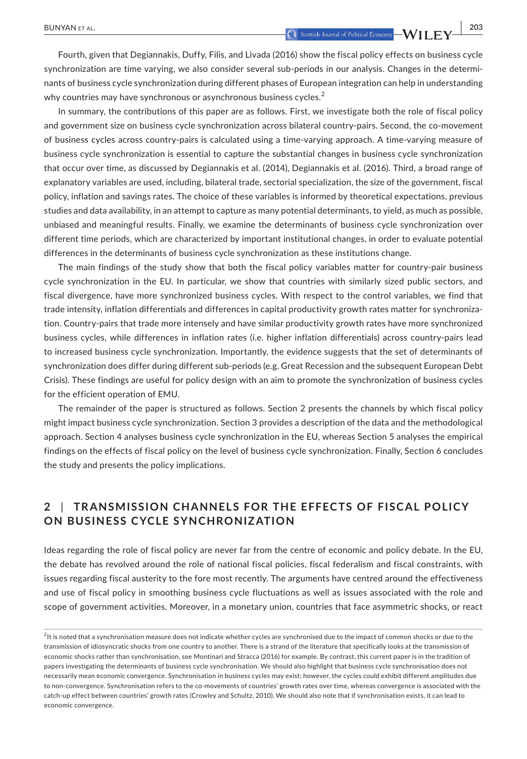Fourth, given that Degiannakis, Duffy, Filis, and Livada (2016) show the fiscal policy effects on business cycle synchronization are time varying, we also consider several sub-periods in our analysis. Changes in the determinants of business cycle synchronization during different phases of European integration can help in understanding why countries may have synchronous or asynchronous business cycles.[2]

In summary, the contributions of this paper are as follows. First, we investigate both the role of fiscal policy and government size on business cycle synchronization across bilateral country-pairs. Second, the co-movement of business cycles across country-pairs is calculated using a time-varying approach. A time-varying measure of business cycle synchronization is essential to capture the substantial changes in business cycle synchronization that occur over time, as discussed by Degiannakis et al. (2014), Degiannakis et al. (2016). Third, a broad range of explanatory variables are used, including, bilateral trade, sectorial specialization, the size of the government, fiscal policy, inflation and savings rates. The choice of these variables is informed by theoretical expectations, previous studies and data availability, in an attempt to capture as many potential determinants, to yield, as much as possible, unbiased and meaningful results. Finally, we examine the determinants of business cycle synchronization over different time periods, which are characterized by important institutional changes, in order to evaluate potential differences in the determinants of business cycle synchronization as these institutions change.

The main findings of the study show that both the fiscal policy variables matter for country-pair business cycle synchronization in the EU. In particular, we show that countries with similarly sized public sectors, and fiscal divergence, have more synchronized business cycles. With respect to the control variables, we find that trade intensity, inflation differentials and differences in capital productivity growth rates matter for synchronization. Country-pairs that trade more intensely and have similar productivity growth rates have more synchronized business cycles, while differences in inflation rates (i.e. higher inflation differentials) across country-pairs lead to increased business cycle synchronization. Importantly, the evidence suggests that the set of determinants of synchronization does differ during different sub-periods (e.g. Great Recession and the subsequent European Debt Crisis). These findings are useful for policy design with an aim to promote the synchronization of business cycles for the efficient operation of EMU.

The remainder of the paper is structured as follows. Section 2 presents the channels by which fiscal policy might impact business cycle synchronization. Section 3 provides a description of the data and the methodological approach. Section 4 analyses business cycle synchronization in the EU, whereas Section 5 analyses the empirical findings on the effects of fiscal policy on the level of business cycle synchronization. Finally, Section 6 concludes the study and presents the policy implications.

## 2 | TRANSMISSION CHANNELS FOR THE EFFECTS OF FISCAL POLICY ON BUSINESS CYCLE SYNCHRONIZATION

Ideas regarding the role of fiscal policy are never far from the centre of economic and policy debate. In the EU, the debate has revolved around the role of national fiscal policies, fiscal federalism and fiscal constraints, with issues regarding fiscal austerity to the fore most recently. The arguments have centred around the effectiveness and use of fiscal policy in smoothing business cycle fluctuations as well as issues associated with the role and scope of government activities. Moreover, in a monetary union, countries that face asymmetric shocks, or react

[2] It is noted that a synchronisation measure does not indicate whether cycles are synchronised due to the impact of common shocks or due to the transmission of idiosyncratic shocks from one country to another. There is a strand of the literature that specifically looks at the transmission of economic shocks rather than synchronisation, see Montinari and Stracca (2016) for example. By contrast, this current paper is in the tradition of papers investigating the determinants of business cycle synchronisation. We should also highlight that business cycle synchronisation does not necessarily mean economic convergence. Synchronisation in business cycles may exist; however, the cycles could exhibit different amplitudes due to non-convergence. Synchronisation refers to the co-movements of countries' growth rates over time, whereas convergence is associated with the catch-up effect between countries' growth rates (Crowley and Schultz, 2010). We should also note that if synchronisation exists, it can lead to economic convergence.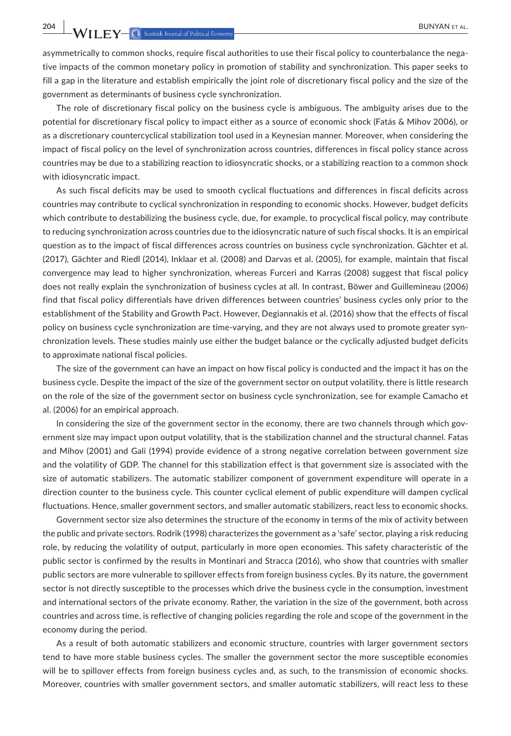asymmetrically to common shocks, require fiscal authorities to use their fiscal policy to counterbalance the negative impacts of the common monetary policy in promotion of stability and synchronization. This paper seeks to fill a gap in the literature and establish empirically the joint role of discretionary fiscal policy and the size of the government as determinants of business cycle synchronization.

The role of discretionary fiscal policy on the business cycle is ambiguous. The ambiguity arises due to the potential for discretionary fiscal policy to impact either as a source of economic shock (Fatás & Mihov 2006), or as a discretionary countercyclical stabilization tool used in a Keynesian manner. Moreover, when considering the impact of fiscal policy on the level of synchronization across countries, differences in fiscal policy stance across countries may be due to a stabilizing reaction to idiosyncratic shocks, or a stabilizing reaction to a common shock with idiosyncratic impact.

As such fiscal deficits may be used to smooth cyclical fluctuations and differences in fiscal deficits across countries may contribute to cyclical synchronization in responding to economic shocks. However, budget deficits which contribute to destabilizing the business cycle, due, for example, to procyclical fiscal policy, may contribute to reducing synchronization across countries due to the idiosyncratic nature of such fiscal shocks. It is an empirical question as to the impact of fiscal differences across countries on business cycle synchronization. Gächter et al. (2017), Gächter and Riedl (2014), Inklaar et al. (2008) and Darvas et al. (2005), for example, maintain that fiscal convergence may lead to higher synchronization, whereas Furceri and Karras (2008) suggest that fiscal policy does not really explain the synchronization of business cycles at all. In contrast, Böwer and Guillemineau (2006) find that fiscal policy differentials have driven differences between countries' business cycles only prior to the establishment of the Stability and Growth Pact. However, Degiannakis et al. (2016) show that the effects of fiscal policy on business cycle synchronization are time-varying, and they are not always used to promote greater synchronization levels. These studies mainly use either the budget balance or the cyclically adjusted budget deficits to approximate national fiscal policies.

The size of the government can have an impact on how fiscal policy is conducted and the impact it has on the business cycle. Despite the impact of the size of the government sector on output volatility, there is little research on the role of the size of the government sector on business cycle synchronization, see for example Camacho et al. (2006) for an empirical approach.

In considering the size of the government sector in the economy, there are two channels through which government size may impact upon output volatility, that is the stabilization channel and the structural channel. Fatas and Mihov (2001) and Gali (1994) provide evidence of a strong negative correlation between government size and the volatility of GDP. The channel for this stabilization effect is that government size is associated with the size of automatic stabilizers. The automatic stabilizer component of government expenditure will operate in a direction counter to the business cycle. This counter cyclical element of public expenditure will dampen cyclical fluctuations. Hence, smaller government sectors, and smaller automatic stabilizers, react less to economic shocks.

Government sector size also determines the structure of the economy in terms of the mix of activity between the public and private sectors. Rodrik (1998) characterizes the government as a 'safe' sector, playing a risk reducing role, by reducing the volatility of output, particularly in more open economies. This safety characteristic of the public sector is confirmed by the results in Montinari and Stracca (2016), who show that countries with smaller public sectors are more vulnerable to spillover effects from foreign business cycles. By its nature, the government sector is not directly susceptible to the processes which drive the business cycle in the consumption, investment and international sectors of the private economy. Rather, the variation in the size of the government, both across countries and across time, is reflective of changing policies regarding the role and scope of the government in the economy during the period.

As a result of both automatic stabilizers and economic structure, countries with larger government sectors tend to have more stable business cycles. The smaller the government sector the more susceptible economies will be to spillover effects from foreign business cycles and, as such, to the transmission of economic shocks. Moreover, countries with smaller government sectors, and smaller automatic stabilizers, will react less to these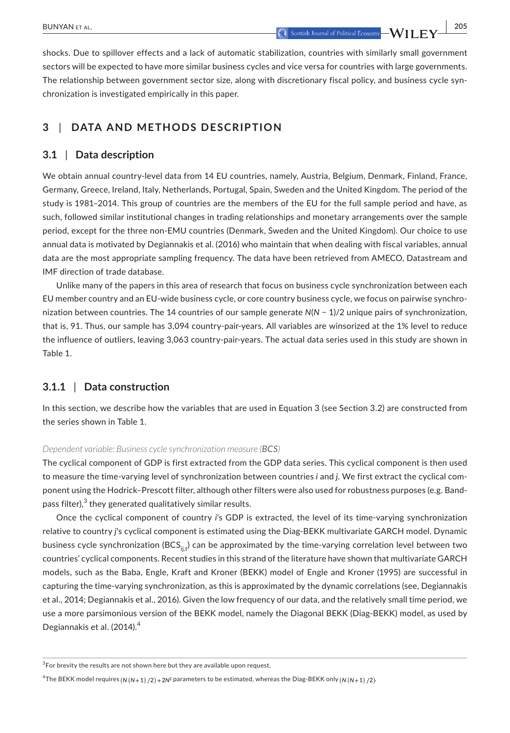shocks. Due to spillover effects and a lack of automatic stabilization, countries with similarly small government sectors will be expected to have more similar business cycles and vice versa for countries with large governments. The relationship between government sector size, along with discretionary fiscal policy, and business cycle synchronization is investigated empirically in this paper.

## 3 | DATA AND METHODS DESCRIPTION

### 3.1 | Data description

We obtain annual country-level data from 14 EU countries, namely, Austria, Belgium, Denmark, Finland, France, Germany, Greece, Ireland, Italy, Netherlands, Portugal, Spain, Sweden and the United Kingdom. The period of the study is 1981–2014. This group of countries are the members of the EU for the full sample period and have, as such, followed similar institutional changes in trading relationships and monetary arrangements over the sample period, except for the three non-EMU countries (Denmark, Sweden and the United Kingdom). Our choice to use annual data is motivated by Degiannakis et al. (2016) who maintain that when dealing with fiscal variables, annual data are the most appropriate sampling frequency. The data have been retrieved from AMECO, Datastream and IMF direction of trade database.

Unlike many of the papers in this area of research that focus on business cycle synchronization between each EU member country and an EU-wide business cycle, or core country business cycle, we focus on pairwise synchronization between countries. The 14 countries of our sample generate $N(N - 1)/2$ unique pairs of synchronization, that is, 91. Thus, our sample has 3,094 country-pair-years. All variables are winsorized at the 1% level to reduce the influence of outliers, leaving 3,063 country-pair-years. The actual data series used in this study are shown in Table 1.

#### 3.1.1 | Data construction

In this section, we describe how the variables that are used in Equation 3 (see Section 3.2) are constructed from the series shown in Table 1.

*Dependent variable: Business cycle synchronization measure (**BCS**)*

The cyclical component of GDP is first extracted from the GDP data series. This cyclical component is then used to measure the time-varying level of synchronization between countries *i* and *j*. We first extract the cyclical component using the Hodrick–Prescott filter, although other filters were also used for robustness purposes (e.g. Band-pass filter),[3] they generated qualitatively similar results.

Once the cyclical component of country *i*'s GDP is extracted, the level of its time-varying synchronization relative to country *j*'s cyclical component is estimated using the Diag-BEKK multivariate GARCH model. Dynamic business cycle synchronization ($BCS_{ij,t}$) can be approximated by the time-varying correlation level between two countries' cyclical components. Recent studies in this strand of the literature have shown that multivariate GARCH models, such as the Baba, Engle, Kraft and Kroner (BEKK) model of Engle and Kroner (1995) are successful in capturing the time-varying synchronization, as this is approximated by the dynamic correlations (see, Degiannakis et al., 2014; Degiannakis et al., 2016). Given the low frequency of our data, and the relatively small time period, we use a more parsimonious version of the BEKK model, namely the Diagonal BEKK (Diag-BEKK) model, as used by Degiannakis et al. (2014).[4]

---

[3] For brevity the results are not shown here but they are available upon request.

[4] The BEKK model requires $(N(N+1)/2) + 2N^2$ parameters to be estimated, whereas the Diag-BEKK only $(N(N+1)/2)$.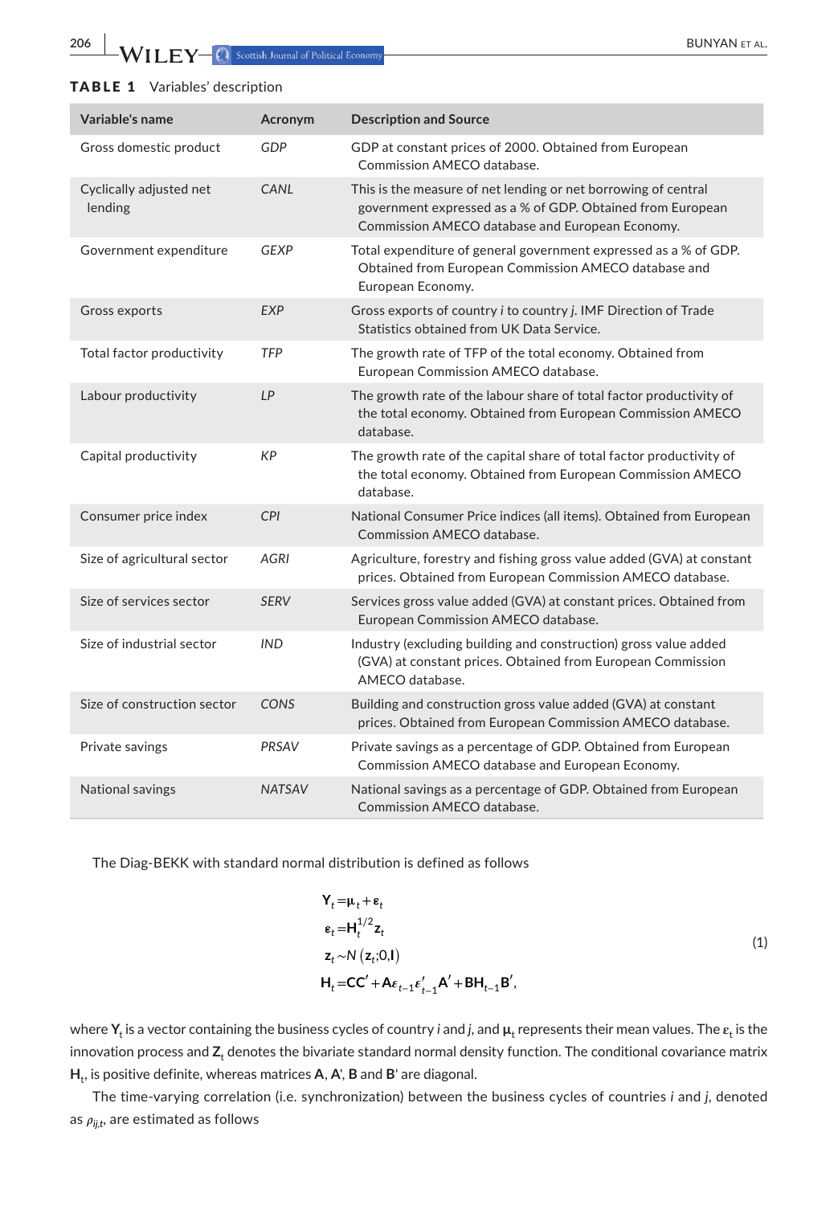**TABLE 1** Variables' description

| Variable's name | Acronym | Description and Source |
|---|---|---|
| Gross domestic product | *GDP* | GDP at constant prices of 2000. Obtained from European Commission AMECO database. |
| Cyclically adjusted net lending | *CANL* | This is the measure of net lending or net borrowing of central government expressed as a % of GDP. Obtained from European Commission AMECO database and European Economy. |
| Government expenditure | *GEXP* | Total expenditure of general government expressed as a % of GDP. Obtained from European Commission AMECO database and European Economy. |
| Gross exports | *EXP* | Gross exports of country *i* to country *j*. IMF Direction of Trade Statistics obtained from UK Data Service. |
| Total factor productivity | *TFP* | The growth rate of TFP of the total economy. Obtained from European Commission AMECO database. |
| Labour productivity | *LP* | The growth rate of the labour share of total factor productivity of the total economy. Obtained from European Commission AMECO database. |
| Capital productivity | *KP* | The growth rate of the capital share of total factor productivity of the total economy. Obtained from European Commission AMECO database. |
| Consumer price index | *CPI* | National Consumer Price indices (all items). Obtained from European Commission AMECO database. |
| Size of agricultural sector | *AGRI* | Agriculture, forestry and fishing gross value added (GVA) at constant prices. Obtained from European Commission AMECO database. |
| Size of services sector | *SERV* | Services gross value added (GVA) at constant prices. Obtained from European Commission AMECO database. |
| Size of industrial sector | *IND* | Industry (excluding building and construction) gross value added (GVA) at constant prices. Obtained from European Commission AMECO database. |
| Size of construction sector | *CONS* | Building and construction gross value added (GVA) at constant prices. Obtained from European Commission AMECO database. |
| Private savings | *PRSAV* | Private savings as a percentage of GDP. Obtained from European Commission AMECO database and European Economy. |
| National savings | *NATSAV* | National savings as a percentage of GDP. Obtained from European Commission AMECO database. |

The Diag-BEKK with standard normal distribution is defined as follows

$$
\begin{aligned}
\mathbf{Y}_t &= \boldsymbol{\mu}_t + \boldsymbol{\varepsilon}_t \\
\boldsymbol{\varepsilon}_t &= \mathbf{H}_t^{1/2}\mathbf{z}_t \\
\mathbf{z}_t &\sim N\left(\mathbf{z}_t; 0, \mathbf{I}\right) \\
\mathbf{H}_t &= \mathbf{C}\mathbf{C}' + \mathbf{A}\varepsilon_{t-1}\varepsilon_{t-1}'\mathbf{A}' + \mathbf{B}\mathbf{H}_{t-1}\mathbf{B}',
\end{aligned}
\tag{1}
$$

where $\mathbf{Y}_t$ is a vector containing the business cycles of country *i* and *j*, and $\boldsymbol{\mu}_t$ represents their mean values. The $\boldsymbol{\varepsilon}_t$ is the innovation process and $\mathbf{Z}_t$ denotes the bivariate standard normal density function. The conditional covariance matrix $\mathbf{H}_t$, is positive definite, whereas matrices **A**, **A**', **B** and **B**' are diagonal.

The time-varying correlation (i.e. synchronization) between the business cycles of countries *i* and *j*, denoted as $\rho_{ij,t}$, are estimated as follows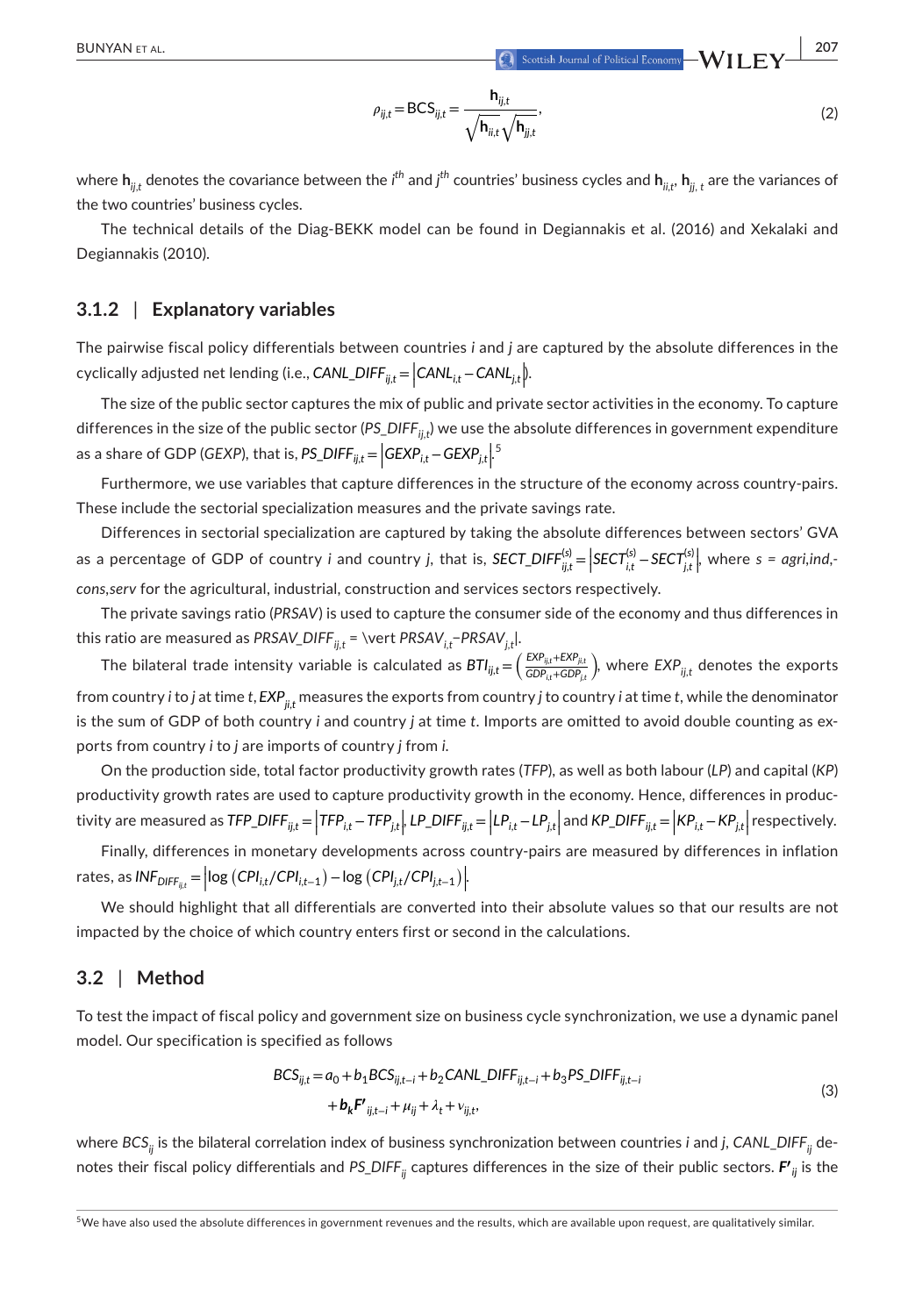$$\rho_{ij,t} = \text{BCS}_{ij,t} = \frac{\mathbf{h}_{ij,t}}{\sqrt{\mathbf{h}_{ii,t}}\sqrt{\mathbf{h}_{jj,t}}}, \tag{2}$$

where $\mathbf{h}_{ij,t}$ denotes the covariance between the $i^{th}$ and $j^{th}$ countries' business cycles and $\mathbf{h}_{ii,t}$, $\mathbf{h}_{jj,t}$ are the variances of the two countries' business cycles.

The technical details of the Diag-BEKK model can be found in Degiannakis et al. (2016) and Xekalaki and Degiannakis (2010).

### 3.1.2 | Explanatory variables

The pairwise fiscal policy differentials between countries *i* and *j* are captured by the absolute differences in the cyclically adjusted net lending (i.e., $CANL\_DIFF_{ij,t} = \left|CANL_{i,t} - CANL_{j,t}\right|$).

The size of the public sector captures the mix of public and private sector activities in the economy. To capture differences in the size of the public sector ($PS\_DIFF_{ij,t}$) we use the absolute differences in government expenditure as a share of GDP (*GEXP*), that is, $PS\_DIFF_{ij,t} = \left|GEXP_{i,t} - GEXP_{j,t}\right|$.[5]

Furthermore, we use variables that capture differences in the structure of the economy across country-pairs. These include the sectorial specialization measures and the private savings rate.

Differences in sectorial specialization are captured by taking the absolute differences between sectors' GVA as a percentage of GDP of country *i* and country *j*, that is, $SECT\_DIFF^{(s)}_{ij,t} = \left|SECT^{(s)}_{i,t} - SECT^{(s)}_{j,t}\right|$, where *s* = *agri*,*ind*,*cons*,*serv* for the agricultural, industrial, construction and services sectors respectively.

The private savings ratio (*PRSAV*) is used to capture the consumer side of the economy and thus differences in this ratio are measured as $PRSAV\_DIFF_{ij,t} = \vert PRSAV_{i,t} - PRSAV_{j,t}\vert$.

The bilateral trade intensity variable is calculated as $BTI_{ij,t} = \left(\frac{EXP_{ij,t}+EXP_{ji,t}}{GDP_{i,t}+GDP_{j,t}}\right)$, where $EXP_{ij,t}$ denotes the exports from country *i* to *j* at time *t*, $EXP_{ji,t}$ measures the exports from country *j* to country *i* at time *t*, while the denominator is the sum of GDP of both country *i* and country *j* at time *t*. Imports are omitted to avoid double counting as exports from country *i* to *j* are imports of country *j* from *i*.

On the production side, total factor productivity growth rates (*TFP*), as well as both labour (*LP*) and capital (*KP*) productivity growth rates are used to capture productivity growth in the economy. Hence, differences in productivity are measured as $TFP\_DIFF_{ij,t} = \left|TFP_{i,t} - TFP_{j,t}\right|$, $LP\_DIFF_{ij,t} = \left|LP_{i,t} - LP_{j,t}\right|$ and $KP\_DIFF_{ij,t} = \left|KP_{i,t} - KP_{j,t}\right|$ respectively.

Finally, differences in monetary developments across country-pairs are measured by differences in inflation rates, as $INF_{DIFF_{ij,t}} = \left|\log\left(CPI_{i,t}/CPI_{i,t-1}\right) - \log\left(CPI_{j,t}/CPI_{j,t-1}\right)\right|$.

We should highlight that all differentials are converted into their absolute values so that our results are not impacted by the choice of which country enters first or second in the calculations.

## 3.2 | Method

To test the impact of fiscal policy and government size on business cycle synchronization, we use a dynamic panel model. Our specification is specified as follows

$$\begin{aligned} BCS_{ij,t} = {} & a_0 + b_1 BCS_{ij,t-i} + b_2 CANL\_DIFF_{ij,t-i} + b_3 PS\_DIFF_{ij,t-i} \\ & + \boldsymbol{b_k} \boldsymbol{F'}_{ij,t-i} + \mu_{ij} + \lambda_t + v_{ij,t}, \end{aligned} \tag{3}$$

where $BCS_{ij}$ is the bilateral correlation index of business synchronization between countries *i* and *j*, $CANL\_DIFF_{ij}$ denotes their fiscal policy differentials and $PS\_DIFF_{ij}$ captures differences in the size of their public sectors. $\boldsymbol{F'}_{ij}$ is the

[5]We have also used the absolute differences in government revenues and the results, which are available upon request, are qualitatively similar.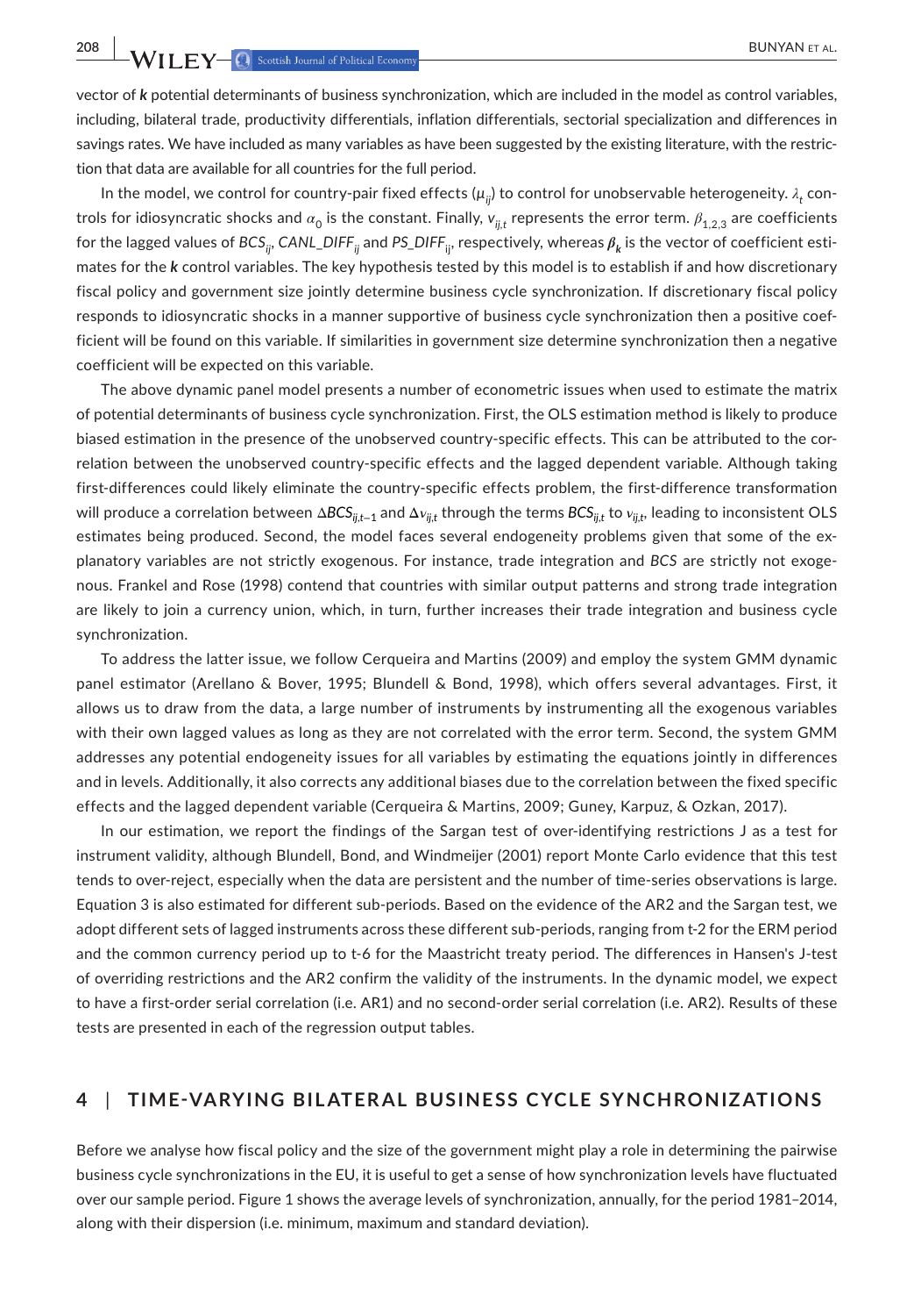vector of $\boldsymbol{k}$ potential determinants of business synchronization, which are included in the model as control variables, including, bilateral trade, productivity differentials, inflation differentials, sectorial specialization and differences in savings rates. We have included as many variables as have been suggested by the existing literature, with the restriction that data are available for all countries for the full period.

In the model, we control for country-pair fixed effects ($\mu_{ij}$) to control for unobservable heterogeneity. $\lambda_t$ controls for idiosyncratic shocks and $\alpha_0$ is the constant. Finally, $v_{ij,t}$ represents the error term. $\beta_{1,2,3}$ are coefficients for the lagged values of $BCS_{ij}$, $CANL\_DIFF_{ij}$ and $PS\_DIFF_{ij}$, respectively, whereas $\boldsymbol{\beta_k}$ is the vector of coefficient estimates for the $\boldsymbol{k}$ control variables. The key hypothesis tested by this model is to establish if and how discretionary fiscal policy and government size jointly determine business cycle synchronization. If discretionary fiscal policy responds to idiosyncratic shocks in a manner supportive of business cycle synchronization then a positive coefficient will be found on this variable. If similarities in government size determine synchronization then a negative coefficient will be expected on this variable.

The above dynamic panel model presents a number of econometric issues when used to estimate the matrix of potential determinants of business cycle synchronization. First, the OLS estimation method is likely to produce biased estimation in the presence of the unobserved country-specific effects. This can be attributed to the correlation between the unobserved country-specific effects and the lagged dependent variable. Although taking first-differences could likely eliminate the country-specific effects problem, the first-difference transformation will produce a correlation between $\Delta BCS_{ij,t-1}$ and $\Delta v_{ij,t}$ through the terms $BCS_{ij,t}$ to $v_{ij,t}$, leading to inconsistent OLS estimates being produced. Second, the model faces several endogeneity problems given that some of the explanatory variables are not strictly exogenous. For instance, trade integration and *BCS* are strictly not exogenous. Frankel and Rose (1998) contend that countries with similar output patterns and strong trade integration are likely to join a currency union, which, in turn, further increases their trade integration and business cycle synchronization.

To address the latter issue, we follow Cerqueira and Martins (2009) and employ the system GMM dynamic panel estimator (Arellano & Bover, 1995; Blundell & Bond, 1998), which offers several advantages. First, it allows us to draw from the data, a large number of instruments by instrumenting all the exogenous variables with their own lagged values as long as they are not correlated with the error term. Second, the system GMM addresses any potential endogeneity issues for all variables by estimating the equations jointly in differences and in levels. Additionally, it also corrects any additional biases due to the correlation between the fixed specific effects and the lagged dependent variable (Cerqueira & Martins, 2009; Guney, Karpuz, & Ozkan, 2017).

In our estimation, we report the findings of the Sargan test of over-identifying restrictions J as a test for instrument validity, although Blundell, Bond, and Windmeijer (2001) report Monte Carlo evidence that this test tends to over-reject, especially when the data are persistent and the number of time-series observations is large. Equation 3 is also estimated for different sub-periods. Based on the evidence of the AR2 and the Sargan test, we adopt different sets of lagged instruments across these different sub-periods, ranging from t-2 for the ERM period and the common currency period up to t-6 for the Maastricht treaty period. The differences in Hansen's J-test of overriding restrictions and the AR2 confirm the validity of the instruments. In the dynamic model, we expect to have a first-order serial correlation (i.e. AR1) and no second-order serial correlation (i.e. AR2). Results of these tests are presented in each of the regression output tables.

## 4 | TIME-VARYING BILATERAL BUSINESS CYCLE SYNCHRONIZATIONS

Before we analyse how fiscal policy and the size of the government might play a role in determining the pairwise business cycle synchronizations in the EU, it is useful to get a sense of how synchronization levels have fluctuated over our sample period. Figure 1 shows the average levels of synchronization, annually, for the period 1981–2014, along with their dispersion (i.e. minimum, maximum and standard deviation).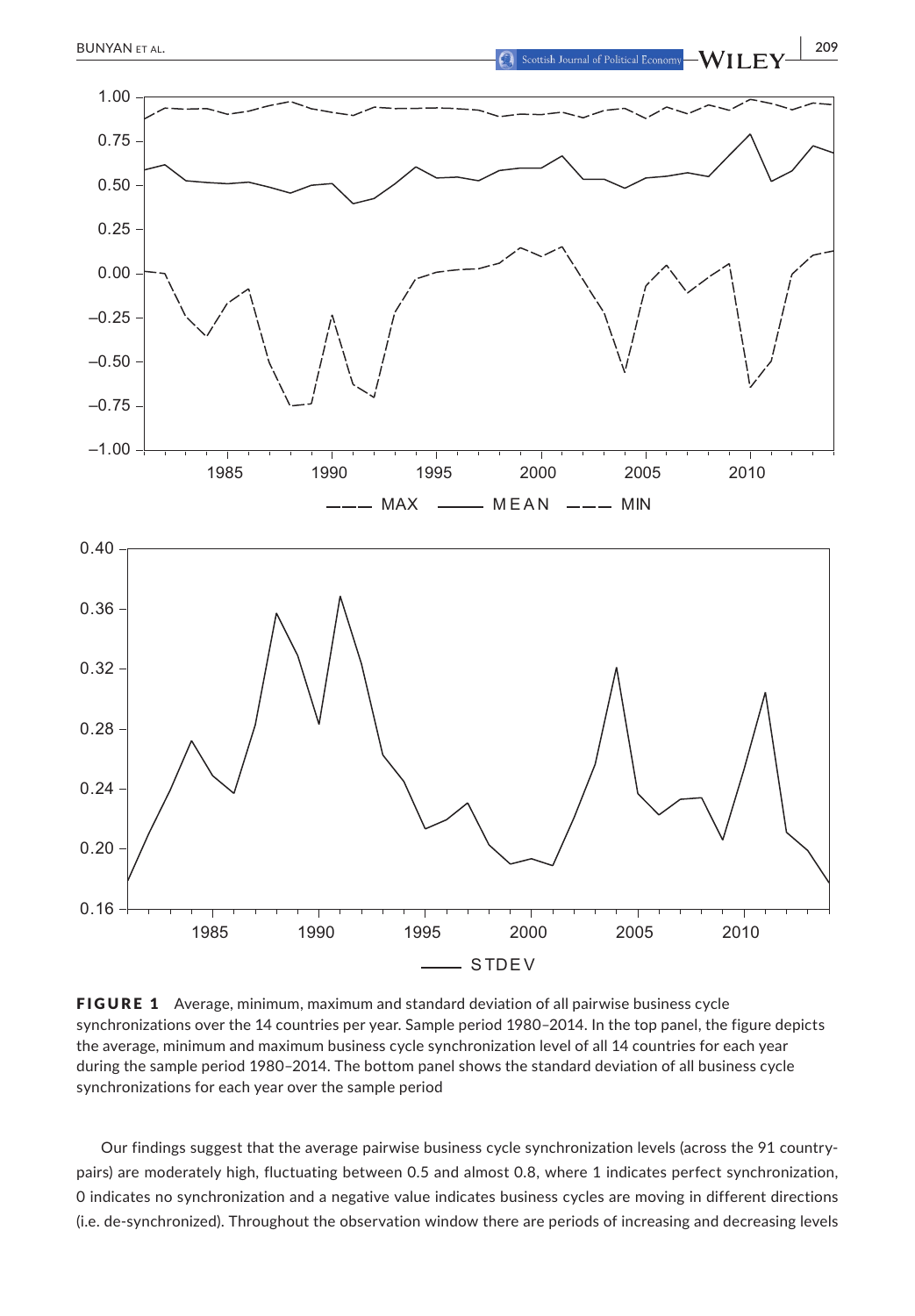**FIGURE 1** Average, minimum, maximum and standard deviation of all pairwise business cycle synchronizations over the 14 countries per year. Sample period 1980–2014. In the top panel, the figure depicts the average, minimum and maximum business cycle synchronization level of all 14 countries for each year during the sample period 1980–2014. The bottom panel shows the standard deviation of all business cycle synchronizations for each year over the sample period

Our findings suggest that the average pairwise business cycle synchronization levels (across the 91 country-pairs) are moderately high, fluctuating between 0.5 and almost 0.8, where 1 indicates perfect synchronization, 0 indicates no synchronization and a negative value indicates business cycles are moving in different directions (i.e. de-synchronized). Throughout the observation window there are periods of increasing and decreasing levels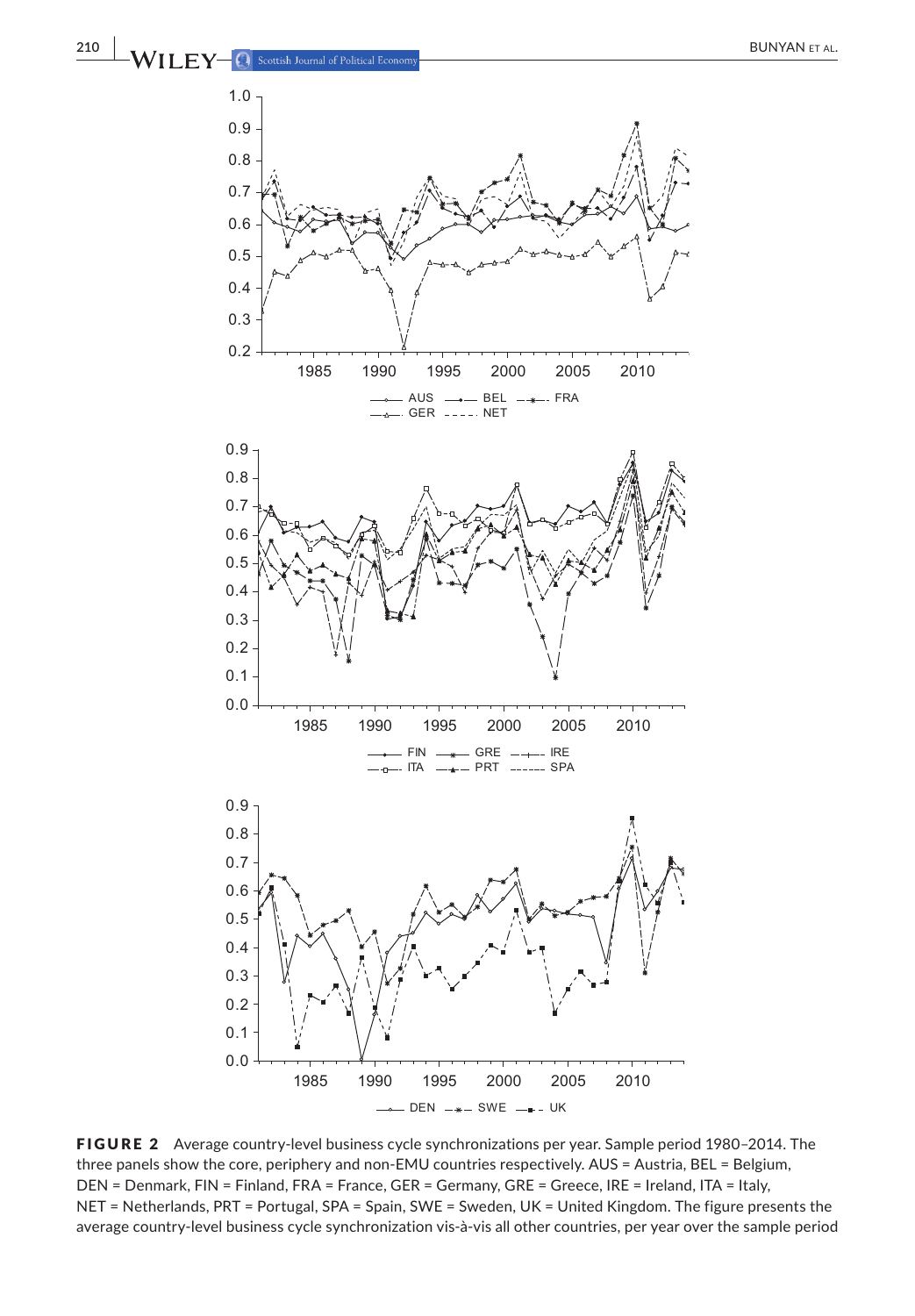FIGURE 2 Average country-level business cycle synchronizations per year. Sample period 1980–2014. The three panels show the core, periphery and non-EMU countries respectively. AUS = Austria, BEL = Belgium, DEN = Denmark, FIN = Finland, FRA = France, GER = Germany, GRE = Greece, IRE = Ireland, ITA = Italy, NET = Netherlands, PRT = Portugal, SPA = Spain, SWE = Sweden, UK = United Kingdom. The figure presents the average country-level business cycle synchronization vis-à-vis all other countries, per year over the sample period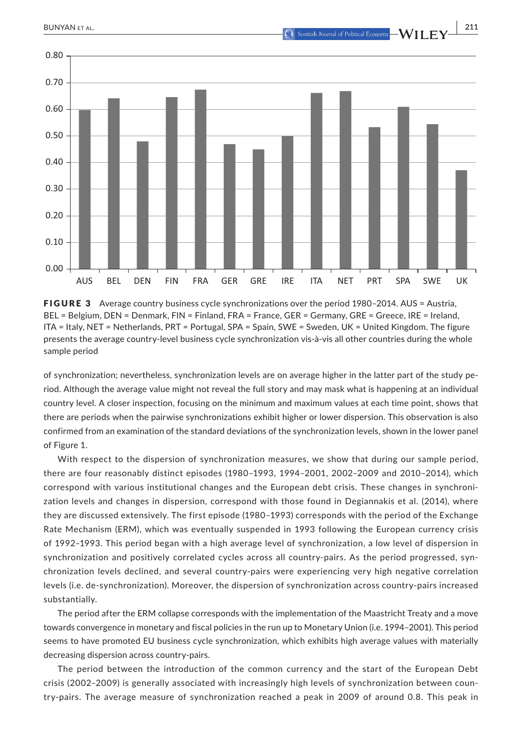FIGURE 3 Average country business cycle synchronizations over the period 1980–2014. AUS = Austria, BEL = Belgium, DEN = Denmark, FIN = Finland, FRA = France, GER = Germany, GRE = Greece, IRE = Ireland, ITA = Italy, NET = Netherlands, PRT = Portugal, SPA = Spain, SWE = Sweden, UK = United Kingdom. The figure presents the average country-level business cycle synchronization vis-à-vis all other countries during the whole sample period

of synchronization; nevertheless, synchronization levels are on average higher in the latter part of the study period. Although the average value might not reveal the full story and may mask what is happening at an individual country level. A closer inspection, focusing on the minimum and maximum values at each time point, shows that there are periods when the pairwise synchronizations exhibit higher or lower dispersion. This observation is also confirmed from an examination of the standard deviations of the synchronization levels, shown in the lower panel of Figure 1.

With respect to the dispersion of synchronization measures, we show that during our sample period, there are four reasonably distinct episodes (1980–1993, 1994–2001, 2002–2009 and 2010–2014), which correspond with various institutional changes and the European debt crisis. These changes in synchronization levels and changes in dispersion, correspond with those found in Degiannakis et al. (2014), where they are discussed extensively. The first episode (1980–1993) corresponds with the period of the Exchange Rate Mechanism (ERM), which was eventually suspended in 1993 following the European currency crisis of 1992–1993. This period began with a high average level of synchronization, a low level of dispersion in synchronization and positively correlated cycles across all country-pairs. As the period progressed, synchronization levels declined, and several country-pairs were experiencing very high negative correlation levels (i.e. de-synchronization). Moreover, the dispersion of synchronization across country-pairs increased substantially.

The period after the ERM collapse corresponds with the implementation of the Maastricht Treaty and a move towards convergence in monetary and fiscal policies in the run up to Monetary Union (i.e. 1994–2001). This period seems to have promoted EU business cycle synchronization, which exhibits high average values with materially decreasing dispersion across country-pairs.

The period between the introduction of the common currency and the start of the European Debt crisis (2002–2009) is generally associated with increasingly high levels of synchronization between country-pairs. The average measure of synchronization reached a peak in 2009 of around 0.8. This peak in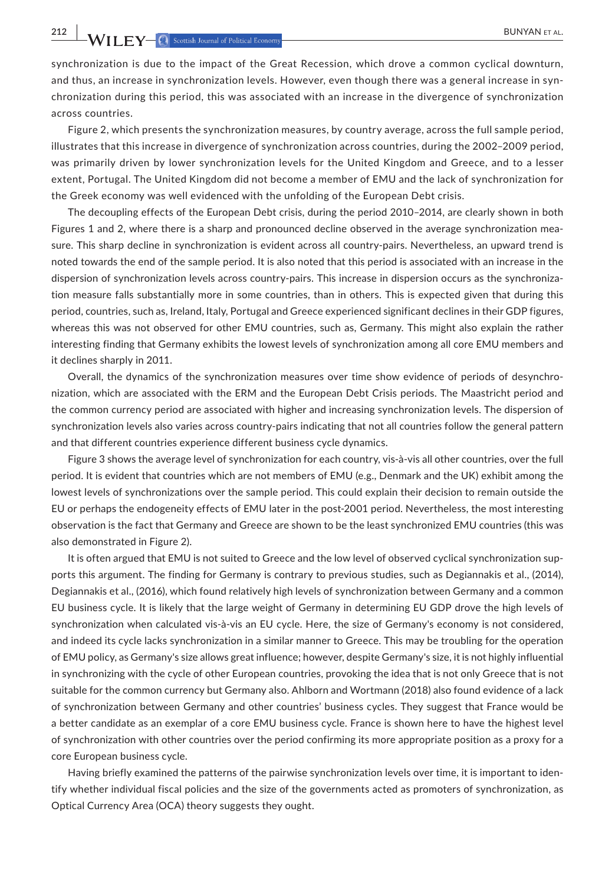synchronization is due to the impact of the Great Recession, which drove a common cyclical downturn, and thus, an increase in synchronization levels. However, even though there was a general increase in synchronization during this period, this was associated with an increase in the divergence of synchronization across countries.

Figure 2, which presents the synchronization measures, by country average, across the full sample period, illustrates that this increase in divergence of synchronization across countries, during the 2002–2009 period, was primarily driven by lower synchronization levels for the United Kingdom and Greece, and to a lesser extent, Portugal. The United Kingdom did not become a member of EMU and the lack of synchronization for the Greek economy was well evidenced with the unfolding of the European Debt crisis.

The decoupling effects of the European Debt crisis, during the period 2010–2014, are clearly shown in both Figures 1 and 2, where there is a sharp and pronounced decline observed in the average synchronization measure. This sharp decline in synchronization is evident across all country-pairs. Nevertheless, an upward trend is noted towards the end of the sample period. It is also noted that this period is associated with an increase in the dispersion of synchronization levels across country-pairs. This increase in dispersion occurs as the synchronization measure falls substantially more in some countries, than in others. This is expected given that during this period, countries, such as, Ireland, Italy, Portugal and Greece experienced significant declines in their GDP figures, whereas this was not observed for other EMU countries, such as, Germany. This might also explain the rather interesting finding that Germany exhibits the lowest levels of synchronization among all core EMU members and it declines sharply in 2011.

Overall, the dynamics of the synchronization measures over time show evidence of periods of desynchronization, which are associated with the ERM and the European Debt Crisis periods. The Maastricht period and the common currency period are associated with higher and increasing synchronization levels. The dispersion of synchronization levels also varies across country-pairs indicating that not all countries follow the general pattern and that different countries experience different business cycle dynamics.

Figure 3 shows the average level of synchronization for each country, vis-à-vis all other countries, over the full period. It is evident that countries which are not members of EMU (e.g., Denmark and the UK) exhibit among the lowest levels of synchronizations over the sample period. This could explain their decision to remain outside the EU or perhaps the endogeneity effects of EMU later in the post-2001 period. Nevertheless, the most interesting observation is the fact that Germany and Greece are shown to be the least synchronized EMU countries (this was also demonstrated in Figure 2).

It is often argued that EMU is not suited to Greece and the low level of observed cyclical synchronization supports this argument. The finding for Germany is contrary to previous studies, such as Degiannakis et al., (2014), Degiannakis et al., (2016), which found relatively high levels of synchronization between Germany and a common EU business cycle. It is likely that the large weight of Germany in determining EU GDP drove the high levels of synchronization when calculated vis-à-vis an EU cycle. Here, the size of Germany's economy is not considered, and indeed its cycle lacks synchronization in a similar manner to Greece. This may be troubling for the operation of EMU policy, as Germany's size allows great influence; however, despite Germany's size, it is not highly influential in synchronizing with the cycle of other European countries, provoking the idea that is not only Greece that is not suitable for the common currency but Germany also. Ahlborn and Wortmann (2018) also found evidence of a lack of synchronization between Germany and other countries' business cycles. They suggest that France would be a better candidate as an exemplar of a core EMU business cycle. France is shown here to have the highest level of synchronization with other countries over the period confirming its more appropriate position as a proxy for a core European business cycle.

Having briefly examined the patterns of the pairwise synchronization levels over time, it is important to identify whether individual fiscal policies and the size of the governments acted as promoters of synchronization, as Optical Currency Area (OCA) theory suggests they ought.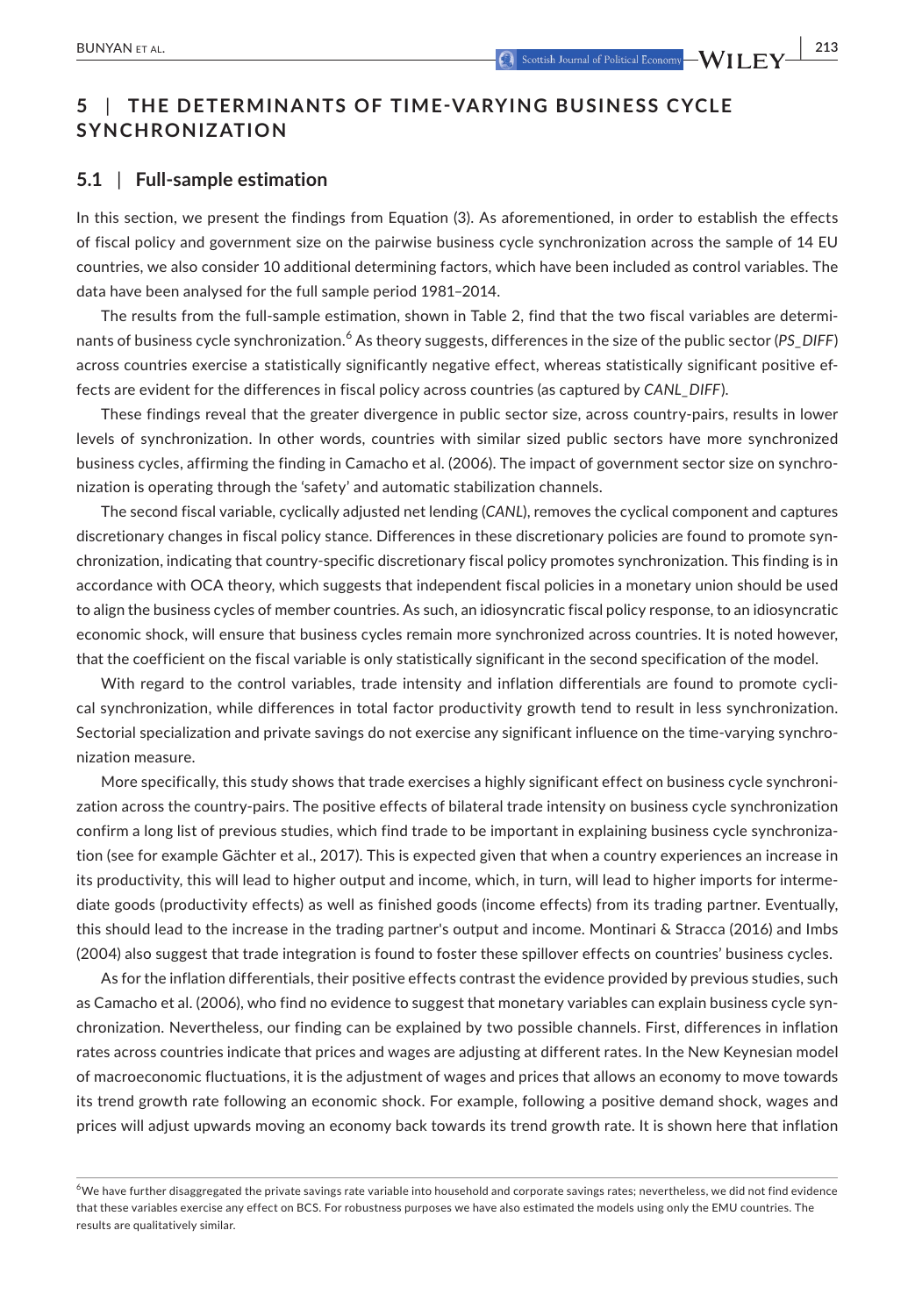## 5 | THE DETERMINANTS OF TIME-VARYING BUSINESS CYCLE SYNCHRONIZATION

### 5.1 | Full-sample estimation

In this section, we present the findings from Equation (3). As aforementioned, in order to establish the effects of fiscal policy and government size on the pairwise business cycle synchronization across the sample of 14 EU countries, we also consider 10 additional determining factors, which have been included as control variables. The data have been analysed for the full sample period 1981–2014.

The results from the full-sample estimation, shown in Table 2, find that the two fiscal variables are determinants of business cycle synchronization.[6] As theory suggests, differences in the size of the public sector (*PS_DIFF*) across countries exercise a statistically significantly negative effect, whereas statistically significant positive effects are evident for the differences in fiscal policy across countries (as captured by *CANL_DIFF*).

These findings reveal that the greater divergence in public sector size, across country-pairs, results in lower levels of synchronization. In other words, countries with similar sized public sectors have more synchronized business cycles, affirming the finding in Camacho et al. (2006). The impact of government sector size on synchronization is operating through the 'safety' and automatic stabilization channels.

The second fiscal variable, cyclically adjusted net lending (*CANL*), removes the cyclical component and captures discretionary changes in fiscal policy stance. Differences in these discretionary policies are found to promote synchronization, indicating that country-specific discretionary fiscal policy promotes synchronization. This finding is in accordance with OCA theory, which suggests that independent fiscal policies in a monetary union should be used to align the business cycles of member countries. As such, an idiosyncratic fiscal policy response, to an idiosyncratic economic shock, will ensure that business cycles remain more synchronized across countries. It is noted however, that the coefficient on the fiscal variable is only statistically significant in the second specification of the model.

With regard to the control variables, trade intensity and inflation differentials are found to promote cyclical synchronization, while differences in total factor productivity growth tend to result in less synchronization. Sectorial specialization and private savings do not exercise any significant influence on the time-varying synchronization measure.

More specifically, this study shows that trade exercises a highly significant effect on business cycle synchronization across the country-pairs. The positive effects of bilateral trade intensity on business cycle synchronization confirm a long list of previous studies, which find trade to be important in explaining business cycle synchronization (see for example Gächter et al., 2017). This is expected given that when a country experiences an increase in its productivity, this will lead to higher output and income, which, in turn, will lead to higher imports for intermediate goods (productivity effects) as well as finished goods (income effects) from its trading partner. Eventually, this should lead to the increase in the trading partner's output and income. Montinari & Stracca (2016) and Imbs (2004) also suggest that trade integration is found to foster these spillover effects on countries' business cycles.

As for the inflation differentials, their positive effects contrast the evidence provided by previous studies, such as Camacho et al. (2006), who find no evidence to suggest that monetary variables can explain business cycle synchronization. Nevertheless, our finding can be explained by two possible channels. First, differences in inflation rates across countries indicate that prices and wages are adjusting at different rates. In the New Keynesian model of macroeconomic fluctuations, it is the adjustment of wages and prices that allows an economy to move towards its trend growth rate following an economic shock. For example, following a positive demand shock, wages and prices will adjust upwards moving an economy back towards its trend growth rate. It is shown here that inflation

[6] We have further disaggregated the private savings rate variable into household and corporate savings rates; nevertheless, we did not find evidence that these variables exercise any effect on BCS. For robustness purposes we have also estimated the models using only the EMU countries. The results are qualitatively similar.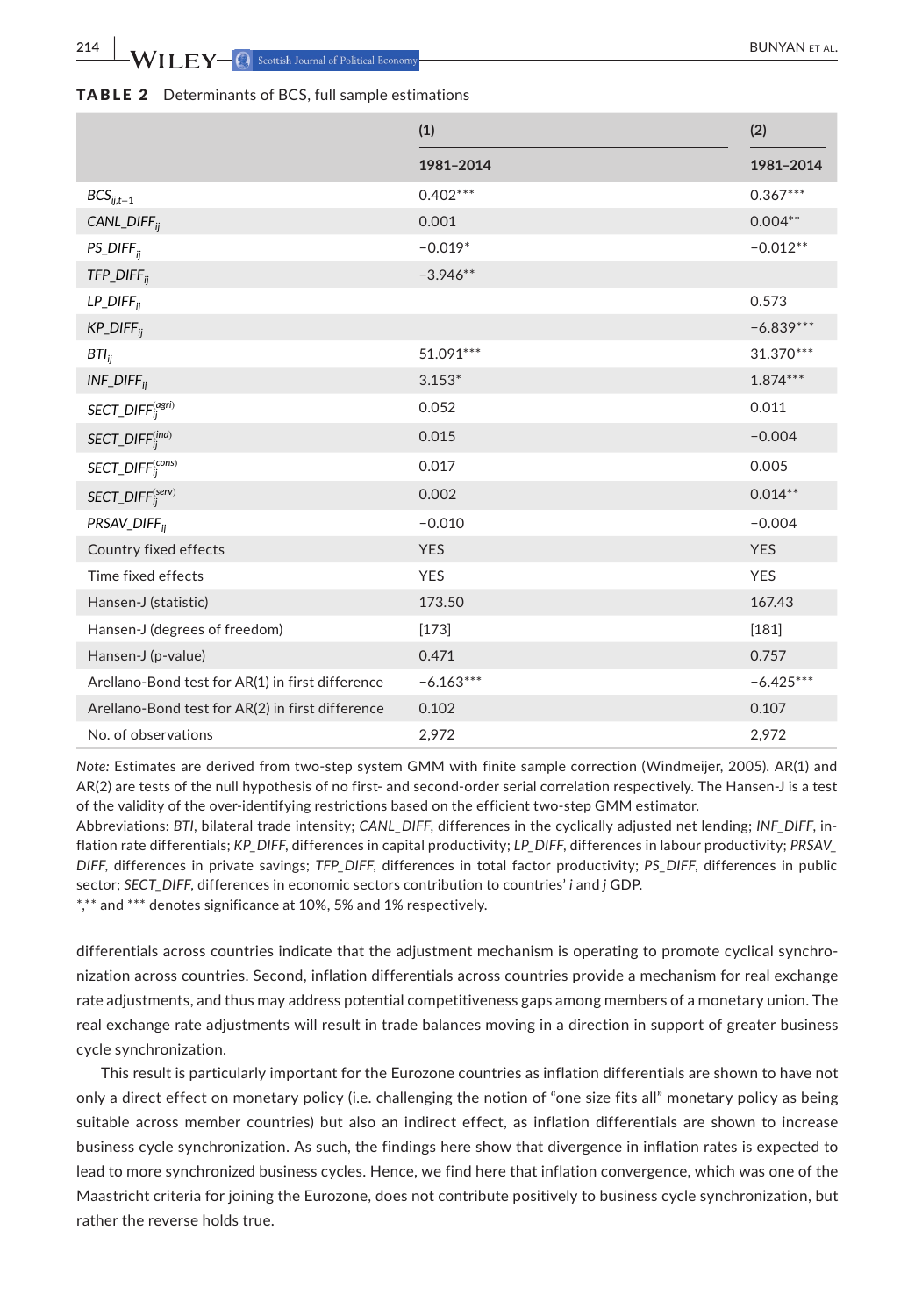**TABLE 2** Determinants of BCS, full sample estimations

| | (1) | (2) |
|---|---|---|
| | 1981–2014 | 1981–2014 |
| $BCS_{ij,t-1}$ | 0.402*** | 0.367*** |
| $CANL\_DIFF_{ij}$ | 0.001 | 0.004** |
| $PS\_DIFF_{ij}$ | −0.019* | −0.012** |
| $TFP\_DIFF_{ij}$ | −3.946** | |
| $LP\_DIFF_{ij}$ | | 0.573 |
| $KP\_DIFF_{ij}$ | | −6.839*** |
| $BTI_{ij}$ | 51.091*** | 31.370*** |
| $INF\_DIFF_{ij}$ | 3.153* | 1.874*** |
| $SECT\_DIFF_{ij}^{(agri)}$ | 0.052 | 0.011 |
| $SECT\_DIFF_{ij}^{(ind)}$ | 0.015 | −0.004 |
| $SECT\_DIFF_{ij}^{(cons)}$ | 0.017 | 0.005 |
| $SECT\_DIFF_{ij}^{(serv)}$ | 0.002 | 0.014** |
| $PRSAV\_DIFF_{ij}$ | −0.010 | −0.004 |
| Country fixed effects | YES | YES |
| Time fixed effects | YES | YES |
| Hansen-J (statistic) | 173.50 | 167.43 |
| Hansen-J (degrees of freedom) | [173] | [181] |
| Hansen-J (p-value) | 0.471 | 0.757 |
| Arellano-Bond test for AR(1) in first difference | −6.163*** | −6.425*** |
| Arellano-Bond test for AR(2) in first difference | 0.102 | 0.107 |
| No. of observations | 2,972 | 2,972 |

*Note:* Estimates are derived from two-step system GMM with finite sample correction (Windmeijer, 2005). AR(1) and AR(2) are tests of the null hypothesis of no first- and second-order serial correlation respectively. The Hansen-J is a test of the validity of the over-identifying restrictions based on the efficient two-step GMM estimator.

Abbreviations: *BTI*, bilateral trade intensity; *CANL_DIFF*, differences in the cyclically adjusted net lending; *INF_DIFF*, inflation rate differentials; *KP_DIFF*, differences in capital productivity; *LP_DIFF*, differences in labour productivity; *PRSAV_DIFF*, differences in private savings; *TFP_DIFF*, differences in total factor productivity; *PS_DIFF*, differences in public sector; *SECT_DIFF*, differences in economic sectors contribution to countries' *i* and *j* GDP.

*,** and *** denotes significance at 10%, 5% and 1% respectively.

differentials across countries indicate that the adjustment mechanism is operating to promote cyclical synchronization across countries. Second, inflation differentials across countries provide a mechanism for real exchange rate adjustments, and thus may address potential competitiveness gaps among members of a monetary union. The real exchange rate adjustments will result in trade balances moving in a direction in support of greater business cycle synchronization.

This result is particularly important for the Eurozone countries as inflation differentials are shown to have not only a direct effect on monetary policy (i.e. challenging the notion of "one size fits all" monetary policy as being suitable across member countries) but also an indirect effect, as inflation differentials are shown to increase business cycle synchronization. As such, the findings here show that divergence in inflation rates is expected to lead to more synchronized business cycles. Hence, we find here that inflation convergence, which was one of the Maastricht criteria for joining the Eurozone, does not contribute positively to business cycle synchronization, but rather the reverse holds true.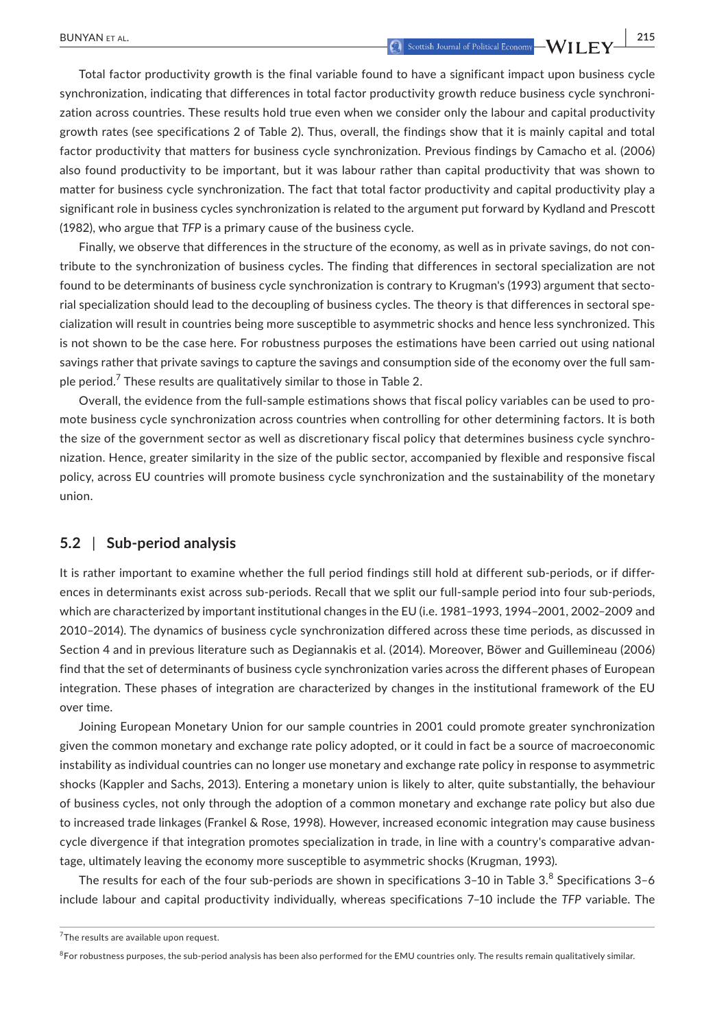Total factor productivity growth is the final variable found to have a significant impact upon business cycle synchronization, indicating that differences in total factor productivity growth reduce business cycle synchronization across countries. These results hold true even when we consider only the labour and capital productivity growth rates (see specifications 2 of Table 2). Thus, overall, the findings show that it is mainly capital and total factor productivity that matters for business cycle synchronization. Previous findings by Camacho et al. (2006) also found productivity to be important, but it was labour rather than capital productivity that was shown to matter for business cycle synchronization. The fact that total factor productivity and capital productivity play a significant role in business cycles synchronization is related to the argument put forward by Kydland and Prescott (1982), who argue that *TFP* is a primary cause of the business cycle.

Finally, we observe that differences in the structure of the economy, as well as in private savings, do not contribute to the synchronization of business cycles. The finding that differences in sectoral specialization are not found to be determinants of business cycle synchronization is contrary to Krugman's (1993) argument that sectorial specialization should lead to the decoupling of business cycles. The theory is that differences in sectoral specialization will result in countries being more susceptible to asymmetric shocks and hence less synchronized. This is not shown to be the case here. For robustness purposes the estimations have been carried out using national savings rather that private savings to capture the savings and consumption side of the economy over the full sample period.[7] These results are qualitatively similar to those in Table 2.

Overall, the evidence from the full-sample estimations shows that fiscal policy variables can be used to promote business cycle synchronization across countries when controlling for other determining factors. It is both the size of the government sector as well as discretionary fiscal policy that determines business cycle synchronization. Hence, greater similarity in the size of the public sector, accompanied by flexible and responsive fiscal policy, across EU countries will promote business cycle synchronization and the sustainability of the monetary union.

## 5.2 | Sub-period analysis

It is rather important to examine whether the full period findings still hold at different sub-periods, or if differences in determinants exist across sub-periods. Recall that we split our full-sample period into four sub-periods, which are characterized by important institutional changes in the EU (i.e. 1981–1993, 1994–2001, 2002–2009 and 2010–2014). The dynamics of business cycle synchronization differed across these time periods, as discussed in Section 4 and in previous literature such as Degiannakis et al. (2014). Moreover, Böwer and Guillemineau (2006) find that the set of determinants of business cycle synchronization varies across the different phases of European integration. These phases of integration are characterized by changes in the institutional framework of the EU over time.

Joining European Monetary Union for our sample countries in 2001 could promote greater synchronization given the common monetary and exchange rate policy adopted, or it could in fact be a source of macroeconomic instability as individual countries can no longer use monetary and exchange rate policy in response to asymmetric shocks (Kappler and Sachs, 2013). Entering a monetary union is likely to alter, quite substantially, the behaviour of business cycles, not only through the adoption of a common monetary and exchange rate policy but also due to increased trade linkages (Frankel & Rose, 1998). However, increased economic integration may cause business cycle divergence if that integration promotes specialization in trade, in line with a country's comparative advantage, ultimately leaving the economy more susceptible to asymmetric shocks (Krugman, 1993).

The results for each of the four sub-periods are shown in specifications 3–10 in Table 3.[8] Specifications 3–6 include labour and capital productivity individually, whereas specifications 7–10 include the *TFP* variable. The

[7] The results are available upon request.

[8] For robustness purposes, the sub-period analysis has been also performed for the EMU countries only. The results remain qualitatively similar.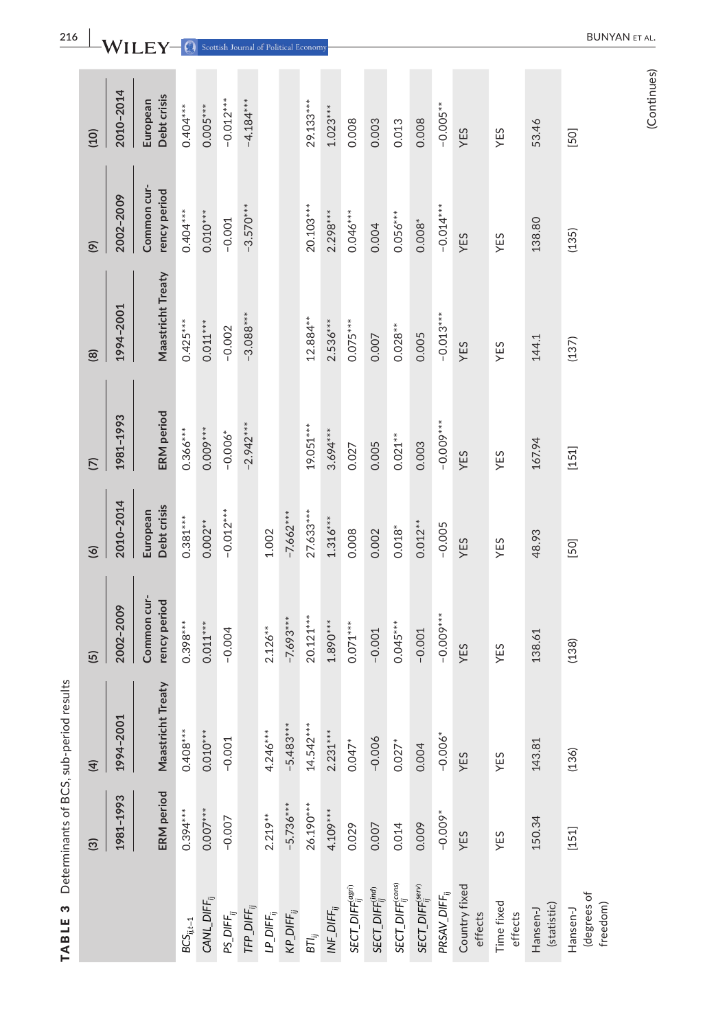**TABLE 3** Determinants of BCS, sub-period results

| | (3) | (4) | (5) | (6) | (7) | (8) | (9) | (10) |
|---|---|---|---|---|---|---|---|---|
| | 1981–1993 | 1994–2001 | 2002–2009 | 2010–2014 | 1981–1993 | 1994–2001 | 2002–2009 | 2010–2014 |
| | ERM period | Maastricht Treaty | Common currency period | European Debt crisis | ERM period | Maastricht Treaty | Common currency period | European Debt crisis |
| $BCS_{ij,t-1}$ | 0.394*** | 0.408*** | 0.398*** | 0.381*** | 0.366*** | 0.425*** | 0.404*** | 0.404*** |
| $CANL\_DIFF_{ij}$ | 0.007*** | 0.010*** | 0.011*** | 0.002** | 0.009*** | 0.011*** | 0.010*** | 0.005*** |
| $PS\_DIFF_{ij}$ | −0.007 | −0.001 | −0.004 | −0.012*** | −0.006* | −0.002 | −0.001 | −0.012*** |
| $TFP\_DIFF_{ij}$ | | | | | −2.942*** | −3.088*** | −3.570*** | −4.184*** |
| $LP\_DIFF_{ij}$ | 2.219** | 4.246*** | 2.126** | 1.002 | | | | |
| $KP\_DIFF_{ij}$ | −5.736*** | −5.483*** | −7.693*** | −7.662*** | | | | |
| $BTI_{ij}$ | 26.190*** | 14.542*** | 20.121*** | 27.633*** | 19.051*** | 12.884** | 20.103*** | 29.133*** |
| $INF\_DIFF_{ij}$ | 4.109*** | 2.231*** | 1.890*** | 1.316*** | 3.694*** | 2.536*** | 2.298*** | 1.023*** |
| $SECT\_DIFF_{ij}^{(agri)}$ | 0.029 | 0.047* | 0.071*** | 0.008 | 0.027 | 0.075*** | 0.046*** | 0.008 |
| $SECT\_DIFF_{ij}^{(ind)}$ | 0.007 | −0.006 | −0.001 | 0.002 | 0.005 | 0.007 | 0.004 | 0.003 |
| $SECT\_DIFF_{ij}^{(cons)}$ | 0.014 | 0.027* | 0.045*** | 0.018* | 0.021** | 0.028** | 0.056*** | 0.013 |
| $SECT\_DIFF_{ij}^{(serv)}$ | 0.009 | 0.004 | −0.001 | 0.012** | 0.003 | 0.005 | 0.008* | 0.008 |
| $PRSAV\_DIFF_{ij}$ | −0.009* | −0.006* | −0.009*** | −0.005 | −0.009*** | −0.013*** | −0.014*** | −0.005** |
| Country fixed effects | YES | YES | YES | YES | YES | YES | YES | YES |
| Time fixed effects | YES | YES | YES | YES | YES | YES | YES | YES |
| Hansen-J (statistic) | 150.34 | 143.81 | 138.61 | 48.93 | 167.94 | 144.1 | 138.80 | 53.46 |
| Hansen-J (degrees of freedom) | [151] | (136) | (138) | [50] | [151] | (137) | (135) | [50] |

(Continues)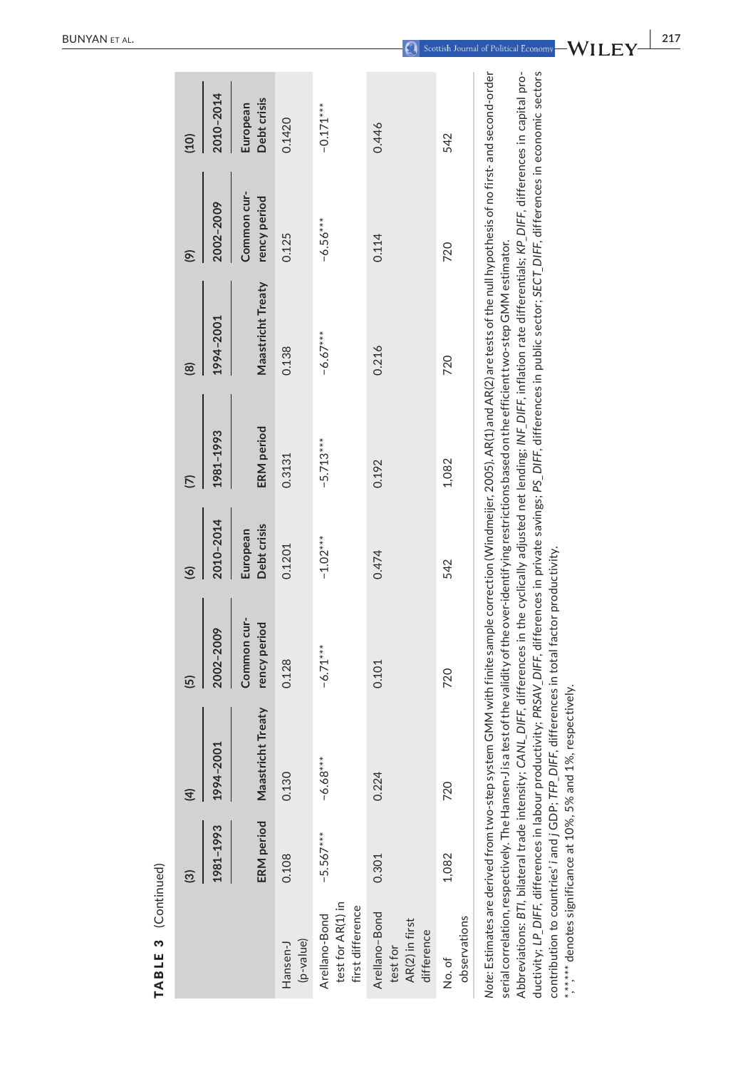**TABLE 3** (Continued)

| | (3) | (4) | (5) | (6) | (7) | (8) | (9) | (10) |
|---|---|---|---|---|---|---|---|---|
| | 1981–1993 | 1994–2001 | 2002–2009 | 2010–2014 | 1981–1993 | 1994–2001 | 2002–2009 | 2010–2014 |
| | ERM period | Maastricht Treaty | Common currency period | European Debt crisis | ERM period | Maastricht Treaty | Common currency period | European Debt crisis |
| Hansen-J (p-value) | 0.108 | 0.130 | 0.128 | 0.1201 | 0.3131 | 0.138 | 0.125 | 0.1420 |
| Arellano-Bond test for AR(1) in first difference | −5.567*** | −6.68*** | −6.71*** | −1.02*** | −5.713*** | −6.67*** | −6.56*** | −0.171*** |
| Arellano-Bond test for AR(2) in first difference | 0.301 | 0.224 | 0.101 | 0.474 | 0.192 | 0.216 | 0.114 | 0.446 |
| No. of observations | 1,082 | 720 | 720 | 542 | 1,082 | 720 | 720 | 542 |

*Note*: Estimates are derived from two-step system GMM with finite sample correction (Windmeijer, 2005). AR(1) and AR(2) are tests of the null hypothesis of no first- and second-order serial correlation, respectively. The Hansen-J is a test of the validity of the over-identifying restrictions based on the efficient two-step GMM estimator.

Abbreviations: *BTI*, bilateral trade intensity; *CANL_DIFF*, differences in the cyclically adjusted net lending; *INF_DIFF*, inflation rate differentials; *KP_DIFF*, differences in capital productivity; *LP_DIFF*, differences in labour productivity; *PRSAV_DIFF*, differences in private savings; *PS_DIFF*, differences in public sector; *SECT_DIFF*, differences in economic sectors contribution to countries' *i* and *j* GDP; *TFP_DIFF*, differences in total factor productivity.

*,**,*** denotes significance at 10%, 5% and 1%, respectively.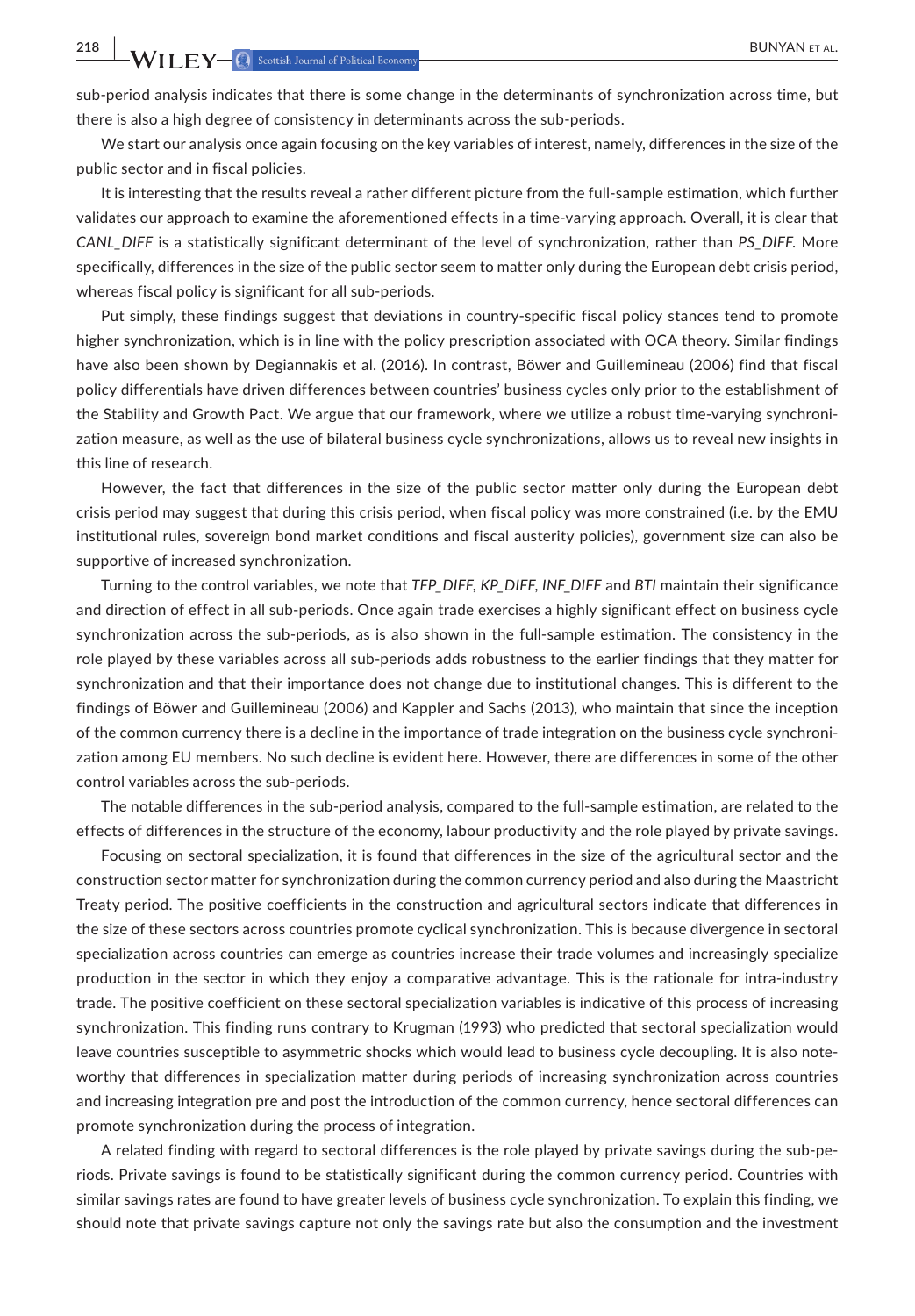sub-period analysis indicates that there is some change in the determinants of synchronization across time, but there is also a high degree of consistency in determinants across the sub-periods.

We start our analysis once again focusing on the key variables of interest, namely, differences in the size of the public sector and in fiscal policies.

It is interesting that the results reveal a rather different picture from the full-sample estimation, which further validates our approach to examine the aforementioned effects in a time-varying approach. Overall, it is clear that *CANL_DIFF* is a statistically significant determinant of the level of synchronization, rather than *PS_DIFF*. More specifically, differences in the size of the public sector seem to matter only during the European debt crisis period, whereas fiscal policy is significant for all sub-periods.

Put simply, these findings suggest that deviations in country-specific fiscal policy stances tend to promote higher synchronization, which is in line with the policy prescription associated with OCA theory. Similar findings have also been shown by Degiannakis et al. (2016). In contrast, Böwer and Guillemineau (2006) find that fiscal policy differentials have driven differences between countries' business cycles only prior to the establishment of the Stability and Growth Pact. We argue that our framework, where we utilize a robust time-varying synchronization measure, as well as the use of bilateral business cycle synchronizations, allows us to reveal new insights in this line of research.

However, the fact that differences in the size of the public sector matter only during the European debt crisis period may suggest that during this crisis period, when fiscal policy was more constrained (i.e. by the EMU institutional rules, sovereign bond market conditions and fiscal austerity policies), government size can also be supportive of increased synchronization.

Turning to the control variables, we note that *TFP_DIFF*, *KP_DIFF*, *INF_DIFF* and *BTI* maintain their significance and direction of effect in all sub-periods. Once again trade exercises a highly significant effect on business cycle synchronization across the sub-periods, as is also shown in the full-sample estimation. The consistency in the role played by these variables across all sub-periods adds robustness to the earlier findings that they matter for synchronization and that their importance does not change due to institutional changes. This is different to the findings of Böwer and Guillemineau (2006) and Kappler and Sachs (2013), who maintain that since the inception of the common currency there is a decline in the importance of trade integration on the business cycle synchronization among EU members. No such decline is evident here. However, there are differences in some of the other control variables across the sub-periods.

The notable differences in the sub-period analysis, compared to the full-sample estimation, are related to the effects of differences in the structure of the economy, labour productivity and the role played by private savings.

Focusing on sectoral specialization, it is found that differences in the size of the agricultural sector and the construction sector matter for synchronization during the common currency period and also during the Maastricht Treaty period. The positive coefficients in the construction and agricultural sectors indicate that differences in the size of these sectors across countries promote cyclical synchronization. This is because divergence in sectoral specialization across countries can emerge as countries increase their trade volumes and increasingly specialize production in the sector in which they enjoy a comparative advantage. This is the rationale for intra-industry trade. The positive coefficient on these sectoral specialization variables is indicative of this process of increasing synchronization. This finding runs contrary to Krugman (1993) who predicted that sectoral specialization would leave countries susceptible to asymmetric shocks which would lead to business cycle decoupling. It is also noteworthy that differences in specialization matter during periods of increasing synchronization across countries and increasing integration pre and post the introduction of the common currency, hence sectoral differences can promote synchronization during the process of integration.

A related finding with regard to sectoral differences is the role played by private savings during the sub-periods. Private savings is found to be statistically significant during the common currency period. Countries with similar savings rates are found to have greater levels of business cycle synchronization. To explain this finding, we should note that private savings capture not only the savings rate but also the consumption and the investment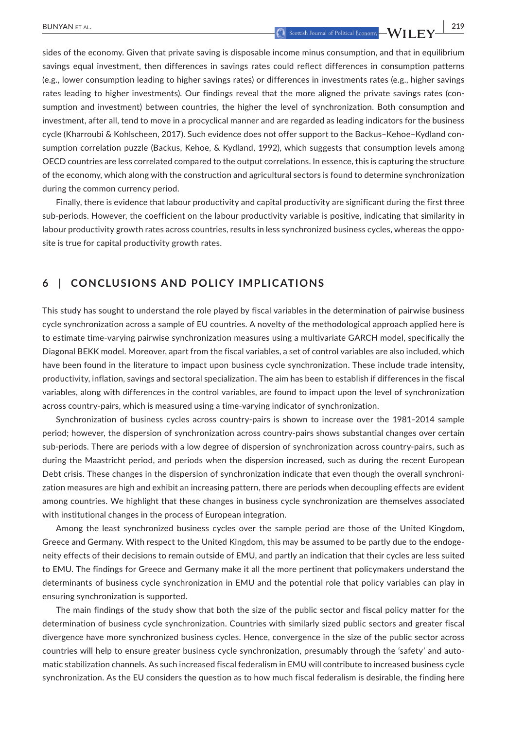sides of the economy. Given that private saving is disposable income minus consumption, and that in equilibrium savings equal investment, then differences in savings rates could reflect differences in consumption patterns (e.g., lower consumption leading to higher savings rates) or differences in investments rates (e.g., higher savings rates leading to higher investments). Our findings reveal that the more aligned the private savings rates (consumption and investment) between countries, the higher the level of synchronization. Both consumption and investment, after all, tend to move in a procyclical manner and are regarded as leading indicators for the business cycle (Kharroubi & Kohlscheen, 2017). Such evidence does not offer support to the Backus–Kehoe–Kydland consumption correlation puzzle (Backus, Kehoe, & Kydland, 1992), which suggests that consumption levels among OECD countries are less correlated compared to the output correlations. In essence, this is capturing the structure of the economy, which along with the construction and agricultural sectors is found to determine synchronization during the common currency period.

Finally, there is evidence that labour productivity and capital productivity are significant during the first three sub-periods. However, the coefficient on the labour productivity variable is positive, indicating that similarity in labour productivity growth rates across countries, results in less synchronized business cycles, whereas the opposite is true for capital productivity growth rates.

## 6 | CONCLUSIONS AND POLICY IMPLICATIONS

This study has sought to understand the role played by fiscal variables in the determination of pairwise business cycle synchronization across a sample of EU countries. A novelty of the methodological approach applied here is to estimate time-varying pairwise synchronization measures using a multivariate GARCH model, specifically the Diagonal BEKK model. Moreover, apart from the fiscal variables, a set of control variables are also included, which have been found in the literature to impact upon business cycle synchronization. These include trade intensity, productivity, inflation, savings and sectoral specialization. The aim has been to establish if differences in the fiscal variables, along with differences in the control variables, are found to impact upon the level of synchronization across country-pairs, which is measured using a time-varying indicator of synchronization.

Synchronization of business cycles across country-pairs is shown to increase over the 1981–2014 sample period; however, the dispersion of synchronization across country-pairs shows substantial changes over certain sub-periods. There are periods with a low degree of dispersion of synchronization across country-pairs, such as during the Maastricht period, and periods when the dispersion increased, such as during the recent European Debt crisis. These changes in the dispersion of synchronization indicate that even though the overall synchronization measures are high and exhibit an increasing pattern, there are periods when decoupling effects are evident among countries. We highlight that these changes in business cycle synchronization are themselves associated with institutional changes in the process of European integration.

Among the least synchronized business cycles over the sample period are those of the United Kingdom, Greece and Germany. With respect to the United Kingdom, this may be assumed to be partly due to the endogeneity effects of their decisions to remain outside of EMU, and partly an indication that their cycles are less suited to EMU. The findings for Greece and Germany make it all the more pertinent that policymakers understand the determinants of business cycle synchronization in EMU and the potential role that policy variables can play in ensuring synchronization is supported.

The main findings of the study show that both the size of the public sector and fiscal policy matter for the determination of business cycle synchronization. Countries with similarly sized public sectors and greater fiscal divergence have more synchronized business cycles. Hence, convergence in the size of the public sector across countries will help to ensure greater business cycle synchronization, presumably through the 'safety' and automatic stabilization channels. As such increased fiscal federalism in EMU will contribute to increased business cycle synchronization. As the EU considers the question as to how much fiscal federalism is desirable, the finding here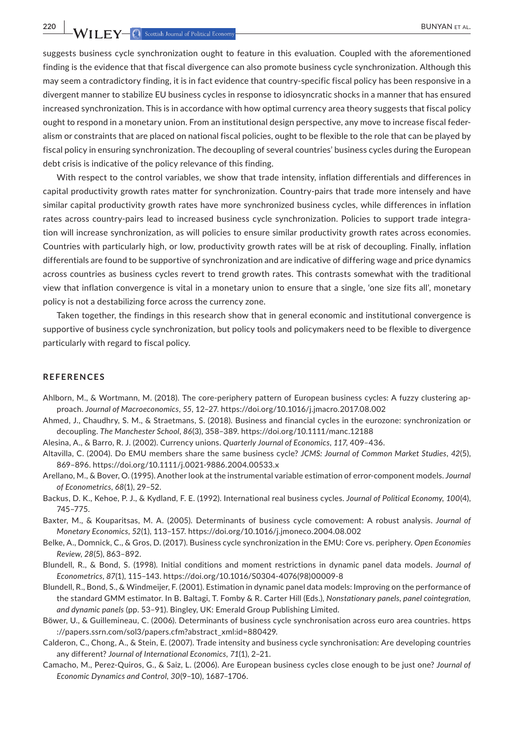suggests business cycle synchronization ought to feature in this evaluation. Coupled with the aforementioned finding is the evidence that that fiscal divergence can also promote business cycle synchronization. Although this may seem a contradictory finding, it is in fact evidence that country-specific fiscal policy has been responsive in a divergent manner to stabilize EU business cycles in response to idiosyncratic shocks in a manner that has ensured increased synchronization. This is in accordance with how optimal currency area theory suggests that fiscal policy ought to respond in a monetary union. From an institutional design perspective, any move to increase fiscal federalism or constraints that are placed on national fiscal policies, ought to be flexible to the role that can be played by fiscal policy in ensuring synchronization. The decoupling of several countries' business cycles during the European debt crisis is indicative of the policy relevance of this finding.

With respect to the control variables, we show that trade intensity, inflation differentials and differences in capital productivity growth rates matter for synchronization. Country-pairs that trade more intensely and have similar capital productivity growth rates have more synchronized business cycles, while differences in inflation rates across country-pairs lead to increased business cycle synchronization. Policies to support trade integration will increase synchronization, as will policies to ensure similar productivity growth rates across economies. Countries with particularly high, or low, productivity growth rates will be at risk of decoupling. Finally, inflation differentials are found to be supportive of synchronization and are indicative of differing wage and price dynamics across countries as business cycles revert to trend growth rates. This contrasts somewhat with the traditional view that inflation convergence is vital in a monetary union to ensure that a single, 'one size fits all', monetary policy is not a destabilizing force across the currency zone.

Taken together, the findings in this research show that in general economic and institutional convergence is supportive of business cycle synchronization, but policy tools and policymakers need to be flexible to divergence particularly with regard to fiscal policy.

## REFERENCES

Ahlborn, M., & Wortmann, M. (2018). The core-periphery pattern of European business cycles: A fuzzy clustering approach. *Journal of Macroeconomics*, *55*, 12–27. https://doi.org/10.1016/j.jmacro.2017.08.002

Ahmed, J., Chaudhry, S. M., & Straetmans, S. (2018). Business and financial cycles in the eurozone: synchronization or decoupling. *The Manchester School*, *86*(3), 358–389. https://doi.org/10.1111/manc.12188

Alesina, A., & Barro, R. J. (2002). Currency unions. *Quarterly Journal of Economics*, *117*, 409–436.

Altavilla, C. (2004). Do EMU members share the same business cycle? *JCMS: Journal of Common Market Studies*, *42*(5), 869–896. https://doi.org/10.1111/j.0021-9886.2004.00533.x

Arellano, M., & Bover, O. (1995). Another look at the instrumental variable estimation of error-component models. *Journal of Econometrics*, *68*(1), 29–52.

Backus, D. K., Kehoe, P. J., & Kydland, F. E. (1992). International real business cycles. *Journal of Political Economy*, *100*(4), 745–775.

Baxter, M., & Kouparitsas, M. A. (2005). Determinants of business cycle comovement: A robust analysis. *Journal of Monetary Economics*, *52*(1), 113–157. https://doi.org/10.1016/j.jmoneco.2004.08.002

Belke, A., Domnick, C., & Gros, D. (2017). Business cycle synchronization in the EMU: Core vs. periphery. *Open Economies Review*, *28*(5), 863–892.

Blundell, R., & Bond, S. (1998). Initial conditions and moment restrictions in dynamic panel data models. *Journal of Econometrics*, *87*(1), 115–143. https://doi.org/10.1016/S0304-4076(98)00009-8

Blundell, R., Bond, S., & Windmeijer, F. (2001). Estimation in dynamic panel data models: Improving on the performance of the standard GMM estimator. In B. Baltagi, T. Fomby & R. Carter Hill (Eds.), *Nonstationary panels, panel cointegration, and dynamic panels* (pp. 53–91). Bingley, UK: Emerald Group Publishing Limited.

Böwer, U., & Guillemineau, C. (2006). Determinants of business cycle synchronisation across euro area countries. https://papers.ssrn.com/sol3/papers.cfm?abstract_xml:id=880429.

Calderon, C., Chong, A., & Stein, E. (2007). Trade intensity and business cycle synchronisation: Are developing countries any different? *Journal of International Economics*, *71*(1), 2–21.

Camacho, M., Perez-Quiros, G., & Saiz, L. (2006). Are European business cycles close enough to be just one? *Journal of Economic Dynamics and Control*, *30*(9–10), 1687–1706.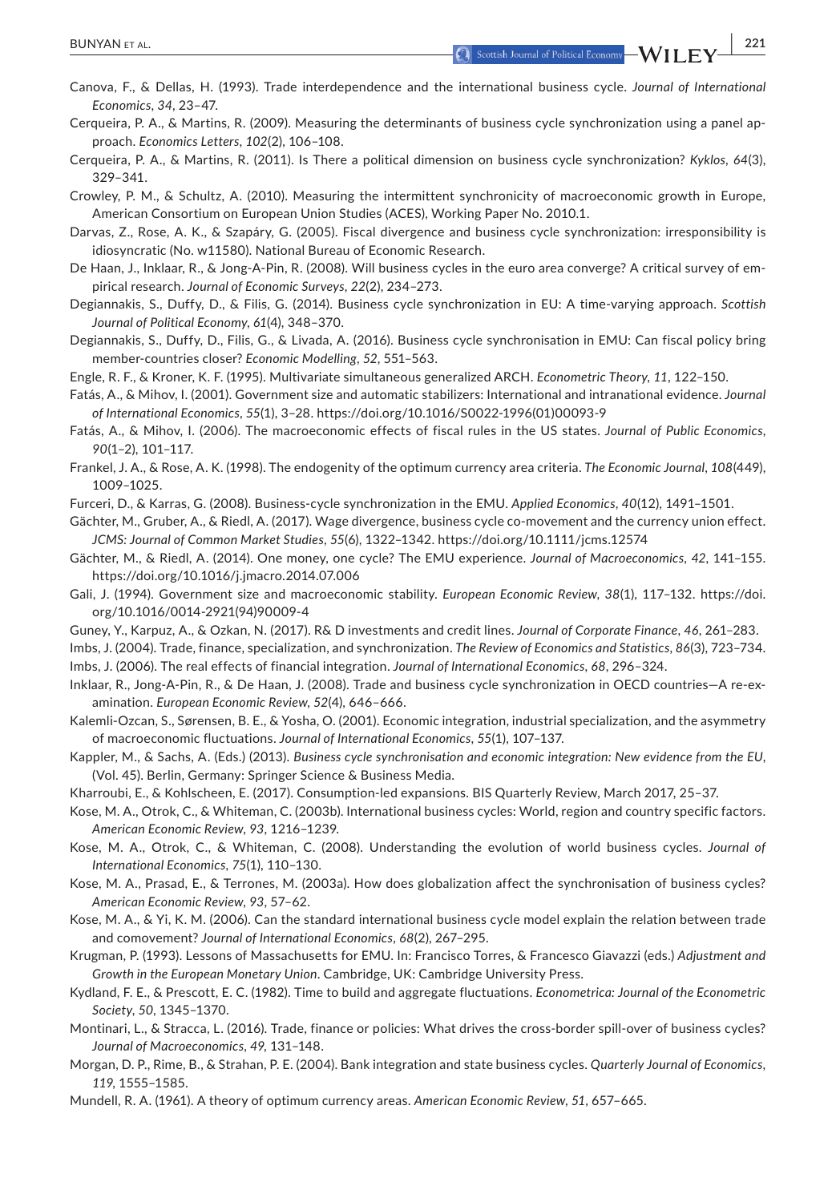Canova, F., & Dellas, H. (1993). Trade interdependence and the international business cycle. *Journal of International Economics*, *34*, 23–47.

Cerqueira, P. A., & Martins, R. (2009). Measuring the determinants of business cycle synchronization using a panel approach. *Economics Letters*, *102*(2), 106–108.

Cerqueira, P. A., & Martins, R. (2011). Is There a political dimension on business cycle synchronization? *Kyklos*, *64*(3), 329–341.

Crowley, P. M., & Schultz, A. (2010). Measuring the intermittent synchronicity of macroeconomic growth in Europe, American Consortium on European Union Studies (ACES), Working Paper No. 2010.1.

Darvas, Z., Rose, A. K., & Szapáry, G. (2005). Fiscal divergence and business cycle synchronization: irresponsibility is idiosyncratic (No. w11580). National Bureau of Economic Research.

De Haan, J., Inklaar, R., & Jong-A-Pin, R. (2008). Will business cycles in the euro area converge? A critical survey of empirical research. *Journal of Economic Surveys*, *22*(2), 234–273.

Degiannakis, S., Duffy, D., & Filis, G. (2014). Business cycle synchronization in EU: A time-varying approach. *Scottish Journal of Political Economy*, *61*(4), 348–370.

Degiannakis, S., Duffy, D., Filis, G., & Livada, A. (2016). Business cycle synchronisation in EMU: Can fiscal policy bring member-countries closer? *Economic Modelling*, *52*, 551–563.

Engle, R. F., & Kroner, K. F. (1995). Multivariate simultaneous generalized ARCH. *Econometric Theory*, *11*, 122–150.

Fatás, A., & Mihov, I. (2001). Government size and automatic stabilizers: International and intranational evidence. *Journal of International Economics*, *55*(1), 3–28. https://doi.org/10.1016/S0022-1996(01)00093-9

Fatás, A., & Mihov, I. (2006). The macroeconomic effects of fiscal rules in the US states. *Journal of Public Economics*, *90*(1–2), 101–117.

Frankel, J. A., & Rose, A. K. (1998). The endogenity of the optimum currency area criteria. *The Economic Journal*, *108*(449), 1009–1025.

Furceri, D., & Karras, G. (2008). Business-cycle synchronization in the EMU. *Applied Economics*, *40*(12), 1491–1501.

Gächter, M., Gruber, A., & Riedl, A. (2017). Wage divergence, business cycle co-movement and the currency union effect. *JCMS: Journal of Common Market Studies*, *55*(6), 1322–1342. https://doi.org/10.1111/jcms.12574

Gächter, M., & Riedl, A. (2014). One money, one cycle? The EMU experience. *Journal of Macroeconomics*, *42*, 141–155. https://doi.org/10.1016/j.jmacro.2014.07.006

Gali, J. (1994). Government size and macroeconomic stability. *European Economic Review*, *38*(1), 117–132. https://doi.org/10.1016/0014-2921(94)90009-4

Guney, Y., Karpuz, A., & Ozkan, N. (2017). R& D investments and credit lines. *Journal of Corporate Finance*, *46*, 261–283.

Imbs, J. (2004). Trade, finance, specialization, and synchronization. *The Review of Economics and Statistics*, *86*(3), 723–734.

Imbs, J. (2006). The real effects of financial integration. *Journal of International Economics*, *68*, 296–324.

Inklaar, R., Jong-A-Pin, R., & De Haan, J. (2008). Trade and business cycle synchronization in OECD countries—A re-examination. *European Economic Review*, *52*(4), 646–666.

Kalemli-Ozcan, S., Sørensen, B. E., & Yosha, O. (2001). Economic integration, industrial specialization, and the asymmetry of macroeconomic fluctuations. *Journal of International Economics*, *55*(1), 107–137.

Kappler, M., & Sachs, A. (Eds.) (2013). *Business cycle synchronisation and economic integration: New evidence from the EU*, (Vol. 45). Berlin, Germany: Springer Science & Business Media.

Kharroubi, E., & Kohlscheen, E. (2017). Consumption-led expansions. BIS Quarterly Review, March 2017, 25–37.

Kose, M. A., Otrok, C., & Whiteman, C. (2003b). International business cycles: World, region and country specific factors. *American Economic Review*, *93*, 1216–1239.

Kose, M. A., Otrok, C., & Whiteman, C. (2008). Understanding the evolution of world business cycles. *Journal of International Economics*, *75*(1), 110–130.

Kose, M. A., Prasad, E., & Terrones, M. (2003a). How does globalization affect the synchronisation of business cycles? *American Economic Review*, *93*, 57–62.

Kose, M. A., & Yi, K. M. (2006). Can the standard international business cycle model explain the relation between trade and comovement? *Journal of International Economics*, *68*(2), 267–295.

Krugman, P. (1993). Lessons of Massachusetts for EMU. In: Francisco Torres, & Francesco Giavazzi (eds.) *Adjustment and Growth in the European Monetary Union*. Cambridge, UK: Cambridge University Press.

Kydland, F. E., & Prescott, E. C. (1982). Time to build and aggregate fluctuations. *Econometrica: Journal of the Econometric Society*, *50*, 1345–1370.

Montinari, L., & Stracca, L. (2016). Trade, finance or policies: What drives the cross-border spill-over of business cycles? *Journal of Macroeconomics*, *49*, 131–148.

Morgan, D. P., Rime, B., & Strahan, P. E. (2004). Bank integration and state business cycles. *Quarterly Journal of Economics*, *119*, 1555–1585.

Mundell, R. A. (1961). A theory of optimum currency areas. *American Economic Review*, *51*, 657–665.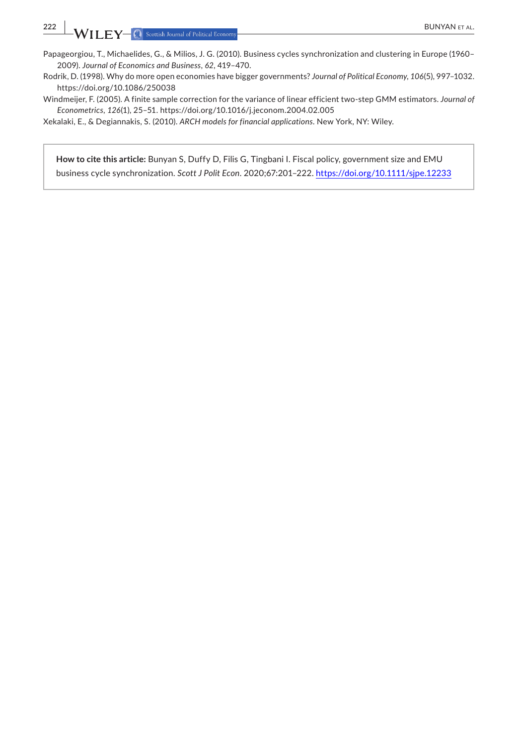Papageorgiou, T., Michaelides, G., & Milios, J. G. (2010). Business cycles synchronization and clustering in Europe (1960–2009). *Journal of Economics and Business*, *62*, 419–470.

Rodrik, D. (1998). Why do more open economies have bigger governments? *Journal of Political Economy*, *106*(5), 997–1032. https://doi.org/10.1086/250038

Windmeijer, F. (2005). A finite sample correction for the variance of linear efficient two-step GMM estimators. *Journal of Econometrics*, *126*(1), 25–51. https://doi.org/10.1016/j.jeconom.2004.02.005

Xekalaki, E., & Degiannakis, S. (2010). *ARCH models for financial applications*. New York, NY: Wiley.

**How to cite this article:** Bunyan S, Duffy D, Filis G, Tingbani I. Fiscal policy, government size and EMU business cycle synchronization. *Scott J Polit Econ*. 2020;67:201–222. https://doi.org/10.1111/sjpe.12233